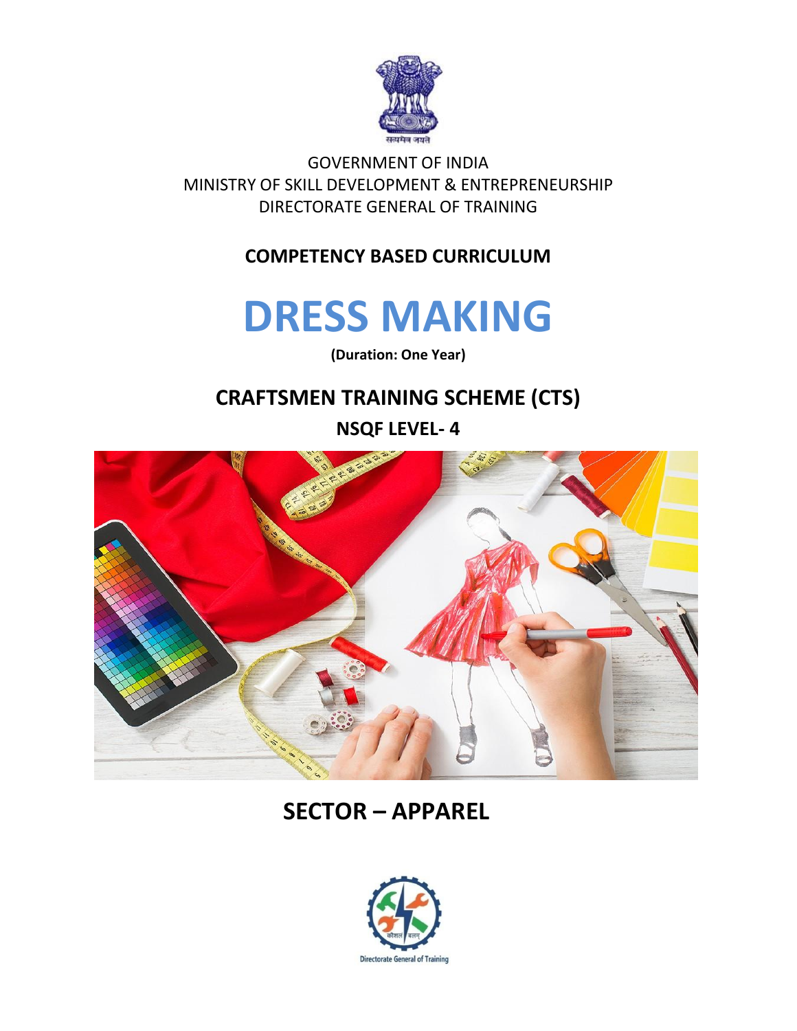GOVERNMENT OF INDIA
MINISTRY OF SKILL DEVELOPMENT & ENTREPRENEURSHIP
DIRECTORATE GENERAL OF TRAINING

**COMPETENCY BASED CURRICULUM**

# DRESS MAKING

**(Duration: One Year)**

## CRAFTSMEN TRAINING SCHEME (CTS)

**NSQF LEVEL- 4**

## SECTOR – APPAREL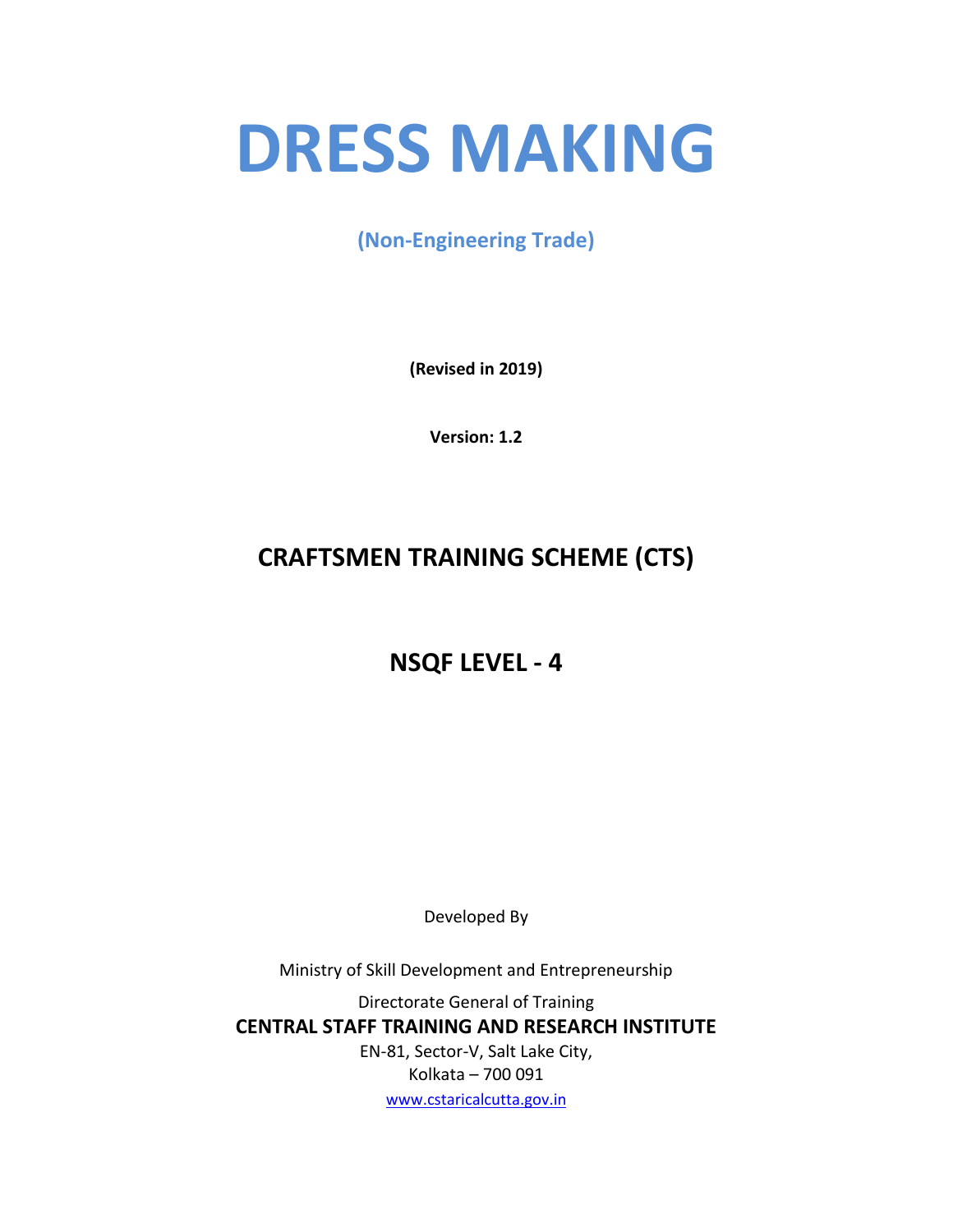# DRESS MAKING

**(Non-Engineering Trade)**

**(Revised in 2019)**

**Version: 1.2**

## CRAFTSMEN TRAINING SCHEME (CTS)

## NSQF LEVEL - 4

Developed By

Ministry of Skill Development and Entrepreneurship

Directorate General of Training

**CENTRAL STAFF TRAINING AND RESEARCH INSTITUTE**

EN-81, Sector-V, Salt Lake City,

Kolkata – 700 091

www.cstaricalcutta.gov.in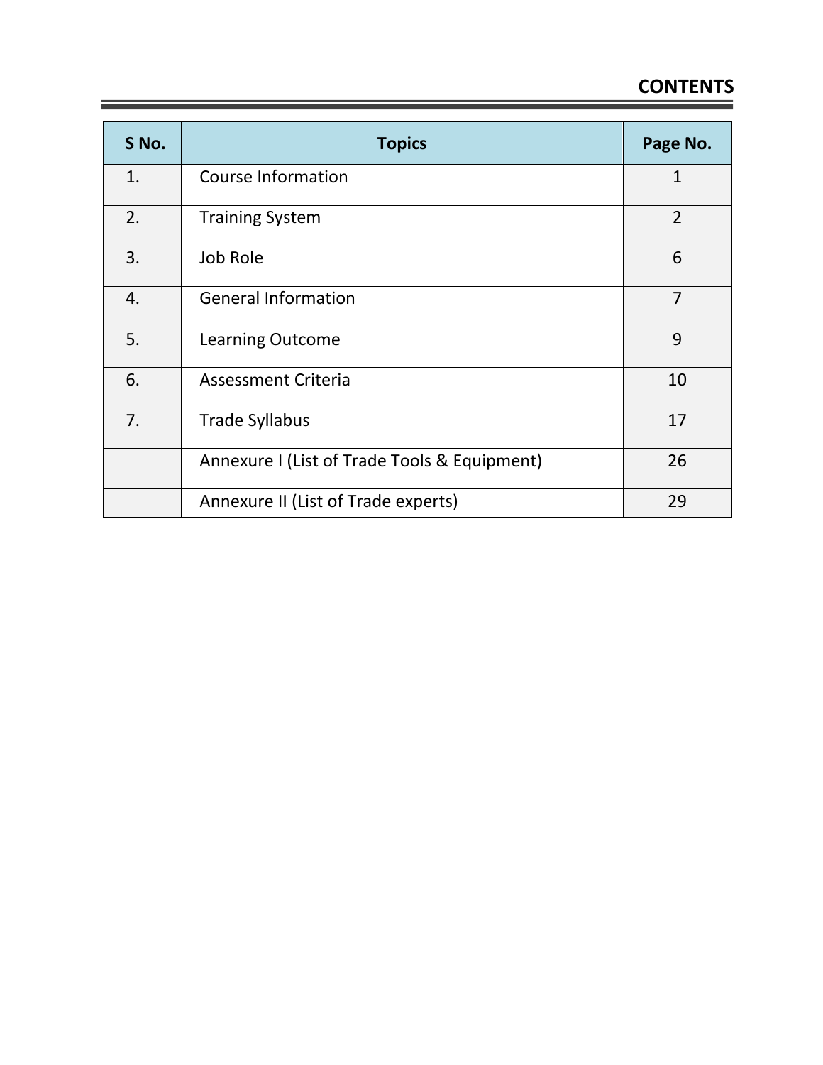## CONTENTS

| S No. | Topics | Page No. |
|---|---|---|
| 1. | Course Information | 1 |
| 2. | Training System | 2 |
| 3. | Job Role | 6 |
| 4. | General Information | 7 |
| 5. | Learning Outcome | 9 |
| 6. | Assessment Criteria | 10 |
| 7. | Trade Syllabus | 17 |
| | Annexure I (List of Trade Tools & Equipment) | 26 |
| | Annexure II (List of Trade experts) | 29 |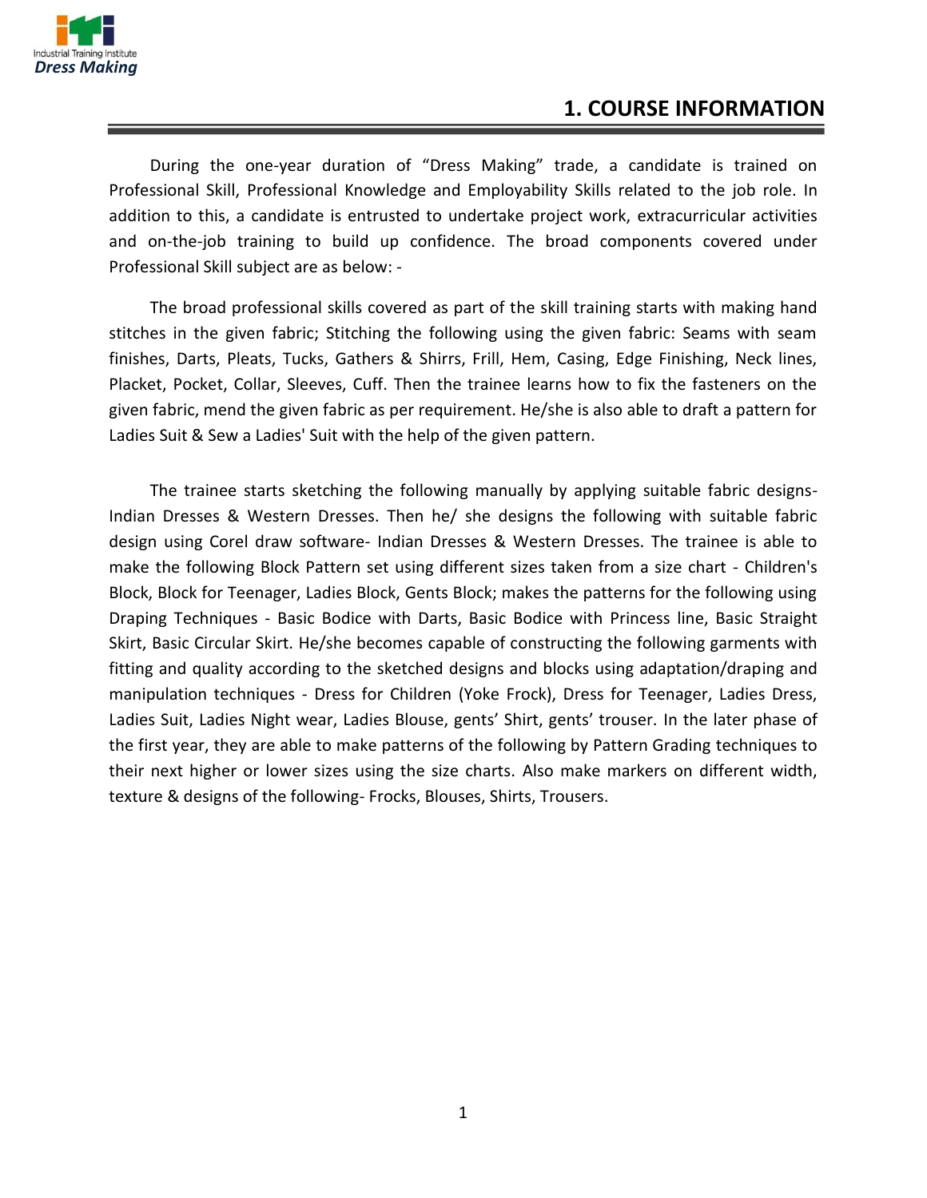# 1. COURSE INFORMATION

During the one-year duration of "Dress Making" trade, a candidate is trained on Professional Skill, Professional Knowledge and Employability Skills related to the job role. In addition to this, a candidate is entrusted to undertake project work, extracurricular activities and on-the-job training to build up confidence. The broad components covered under Professional Skill subject are as below: -

The broad professional skills covered as part of the skill training starts with making hand stitches in the given fabric; Stitching the following using the given fabric: Seams with seam finishes, Darts, Pleats, Tucks, Gathers & Shirrs, Frill, Hem, Casing, Edge Finishing, Neck lines, Placket, Pocket, Collar, Sleeves, Cuff. Then the trainee learns how to fix the fasteners on the given fabric, mend the given fabric as per requirement. He/she is also able to draft a pattern for Ladies Suit & Sew a Ladies' Suit with the help of the given pattern.

The trainee starts sketching the following manually by applying suitable fabric designs- Indian Dresses & Western Dresses. Then he/ she designs the following with suitable fabric design using Corel draw software- Indian Dresses & Western Dresses. The trainee is able to make the following Block Pattern set using different sizes taken from a size chart - Children's Block, Block for Teenager, Ladies Block, Gents Block; makes the patterns for the following using Draping Techniques - Basic Bodice with Darts, Basic Bodice with Princess line, Basic Straight Skirt, Basic Circular Skirt. He/she becomes capable of constructing the following garments with fitting and quality according to the sketched designs and blocks using adaptation/draping and manipulation techniques - Dress for Children (Yoke Frock), Dress for Teenager, Ladies Dress, Ladies Suit, Ladies Night wear, Ladies Blouse, gents' Shirt, gents' trouser. In the later phase of the first year, they are able to make patterns of the following by Pattern Grading techniques to their next higher or lower sizes using the size charts. Also make markers on different width, texture & designs of the following- Frocks, Blouses, Shirts, Trousers.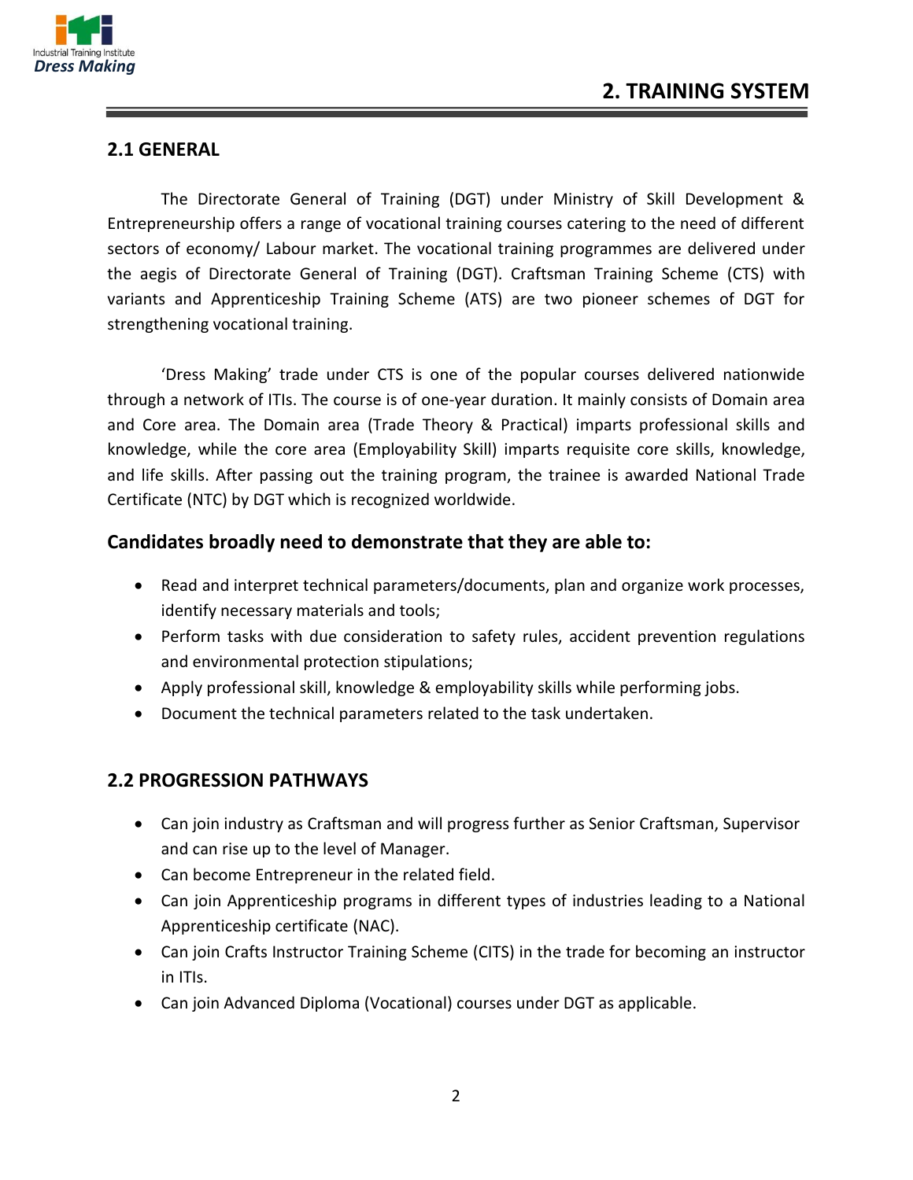# 2. TRAINING SYSTEM

## 2.1 GENERAL

The Directorate General of Training (DGT) under Ministry of Skill Development & Entrepreneurship offers a range of vocational training courses catering to the need of different sectors of economy/ Labour market. The vocational training programmes are delivered under the aegis of Directorate General of Training (DGT). Craftsman Training Scheme (CTS) with variants and Apprenticeship Training Scheme (ATS) are two pioneer schemes of DGT for strengthening vocational training.

'Dress Making' trade under CTS is one of the popular courses delivered nationwide through a network of ITIs. The course is of one-year duration. It mainly consists of Domain area and Core area. The Domain area (Trade Theory & Practical) imparts professional skills and knowledge, while the core area (Employability Skill) imparts requisite core skills, knowledge, and life skills. After passing out the training program, the trainee is awarded National Trade Certificate (NTC) by DGT which is recognized worldwide.

### Candidates broadly need to demonstrate that they are able to:

- Read and interpret technical parameters/documents, plan and organize work processes, identify necessary materials and tools;
- Perform tasks with due consideration to safety rules, accident prevention regulations and environmental protection stipulations;
- Apply professional skill, knowledge & employability skills while performing jobs.
- Document the technical parameters related to the task undertaken.

## 2.2 PROGRESSION PATHWAYS

- Can join industry as Craftsman and will progress further as Senior Craftsman, Supervisor and can rise up to the level of Manager.
- Can become Entrepreneur in the related field.
- Can join Apprenticeship programs in different types of industries leading to a National Apprenticeship certificate (NAC).
- Can join Crafts Instructor Training Scheme (CITS) in the trade for becoming an instructor in ITIs.
- Can join Advanced Diploma (Vocational) courses under DGT as applicable.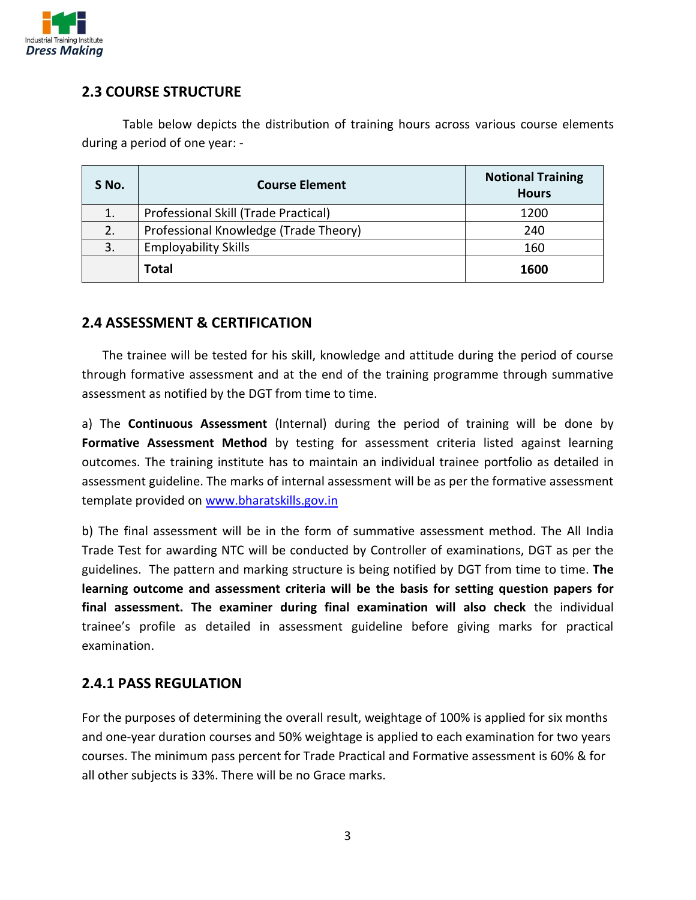## 2.3 COURSE STRUCTURE

Table below depicts the distribution of training hours across various course elements during a period of one year: -

| S No. | Course Element | Notional Training Hours |
|---|---|---|
| 1. | Professional Skill (Trade Practical) | 1200 |
| 2. | Professional Knowledge (Trade Theory) | 240 |
| 3. | Employability Skills | 160 |
| | **Total** | **1600** |

## 2.4 ASSESSMENT & CERTIFICATION

The trainee will be tested for his skill, knowledge and attitude during the period of course through formative assessment and at the end of the training programme through summative assessment as notified by the DGT from time to time.

a) The **Continuous Assessment** (Internal) during the period of training will be done by **Formative Assessment Method** by testing for assessment criteria listed against learning outcomes. The training institute has to maintain an individual trainee portfolio as detailed in assessment guideline. The marks of internal assessment will be as per the formative assessment template provided on www.bharatskills.gov.in

b) The final assessment will be in the form of summative assessment method. The All India Trade Test for awarding NTC will be conducted by Controller of examinations, DGT as per the guidelines. The pattern and marking structure is being notified by DGT from time to time. **The learning outcome and assessment criteria will be the basis for setting question papers for final assessment. The examiner during final examination will also check** the individual trainee's profile as detailed in assessment guideline before giving marks for practical examination.

### 2.4.1 PASS REGULATION

For the purposes of determining the overall result, weightage of 100% is applied for six months and one-year duration courses and 50% weightage is applied to each examination for two years courses. The minimum pass percent for Trade Practical and Formative assessment is 60% & for all other subjects is 33%. There will be no Grace marks.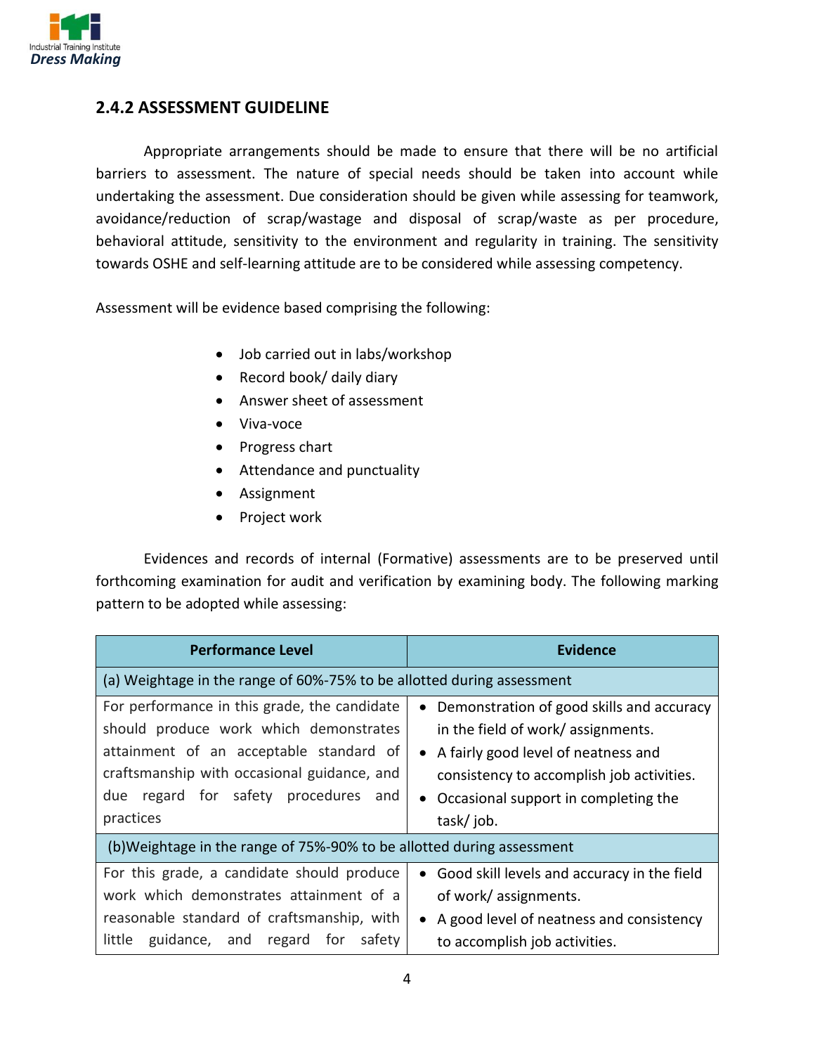## 2.4.2 ASSESSMENT GUIDELINE

Appropriate arrangements should be made to ensure that there will be no artificial barriers to assessment. The nature of special needs should be taken into account while undertaking the assessment. Due consideration should be given while assessing for teamwork, avoidance/reduction of scrap/wastage and disposal of scrap/waste as per procedure, behavioral attitude, sensitivity to the environment and regularity in training. The sensitivity towards OSHE and self-learning attitude are to be considered while assessing competency.

Assessment will be evidence based comprising the following:

- Job carried out in labs/workshop
- Record book/ daily diary
- Answer sheet of assessment
- Viva-voce
- Progress chart
- Attendance and punctuality
- Assignment
- Project work

Evidences and records of internal (Formative) assessments are to be preserved until forthcoming examination for audit and verification by examining body. The following marking pattern to be adopted while assessing:

| Performance Level | Evidence |
|---|---|
| (a) Weightage in the range of 60%-75% to be allotted during assessment | |
| For performance in this grade, the candidate should produce work which demonstrates attainment of an acceptable standard of craftsmanship with occasional guidance, and due regard for safety procedures and practices | • Demonstration of good skills and accuracy in the field of work/ assignments.<br>• A fairly good level of neatness and consistency to accomplish job activities.<br>• Occasional support in completing the task/ job. |
| (b)Weightage in the range of 75%-90% to be allotted during assessment | |
| For this grade, a candidate should produce work which demonstrates attainment of a reasonable standard of craftsmanship, with little guidance, and regard for safety | • Good skill levels and accuracy in the field of work/ assignments.<br>• A good level of neatness and consistency to accomplish job activities. |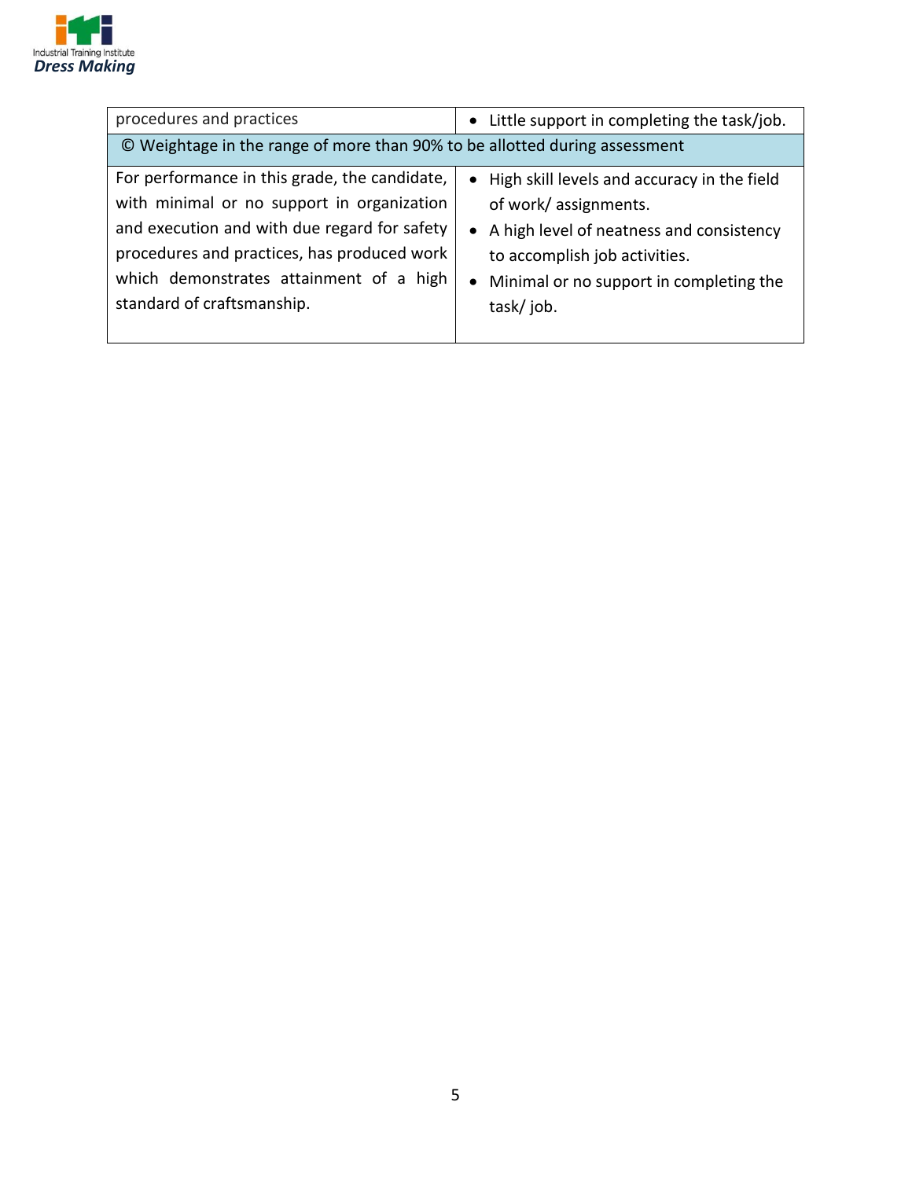| | |
|---|---|
| procedures and practices | • Little support in completing the task/job. |
| © Weightage in the range of more than 90% to be allotted during assessment | |
| For performance in this grade, the candidate, with minimal or no support in organization and execution and with due regard for safety procedures and practices, has produced work which demonstrates attainment of a high standard of craftsmanship. | • High skill levels and accuracy in the field of work/ assignments.<br>• A high level of neatness and consistency to accomplish job activities.<br>• Minimal or no support in completing the task/ job. |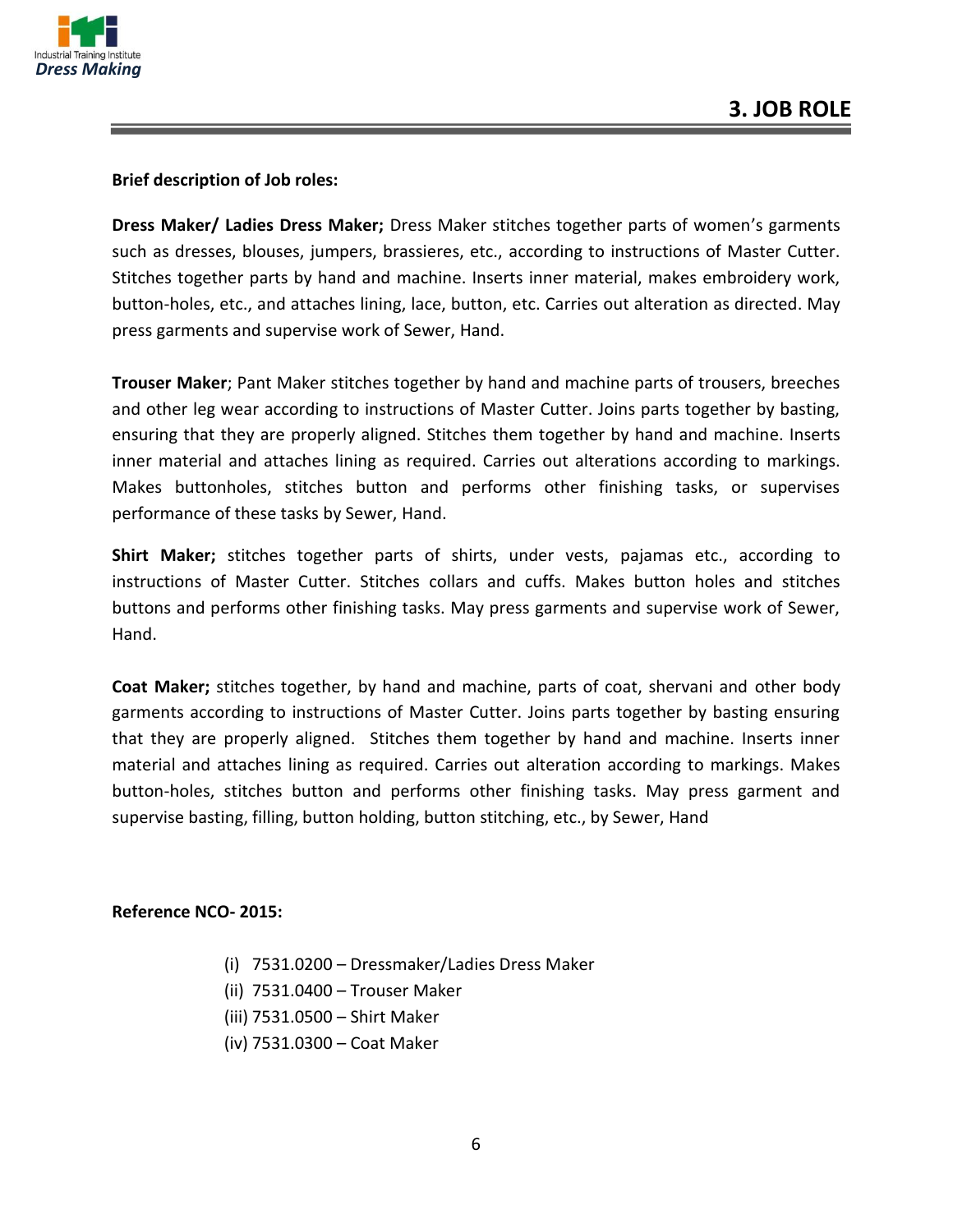# 3. JOB ROLE

**Brief description of Job roles:**

**Dress Maker/ Ladies Dress Maker;** Dress Maker stitches together parts of women's garments such as dresses, blouses, jumpers, brassieres, etc., according to instructions of Master Cutter. Stitches together parts by hand and machine. Inserts inner material, makes embroidery work, button-holes, etc., and attaches lining, lace, button, etc. Carries out alteration as directed. May press garments and supervise work of Sewer, Hand.

**Trouser Maker**; Pant Maker stitches together by hand and machine parts of trousers, breeches and other leg wear according to instructions of Master Cutter. Joins parts together by basting, ensuring that they are properly aligned. Stitches them together by hand and machine. Inserts inner material and attaches lining as required. Carries out alterations according to markings. Makes buttonholes, stitches button and performs other finishing tasks, or supervises performance of these tasks by Sewer, Hand.

**Shirt Maker;** stitches together parts of shirts, under vests, pajamas etc., according to instructions of Master Cutter. Stitches collars and cuffs. Makes button holes and stitches buttons and performs other finishing tasks. May press garments and supervise work of Sewer, Hand.

**Coat Maker;** stitches together, by hand and machine, parts of coat, shervani and other body garments according to instructions of Master Cutter. Joins parts together by basting ensuring that they are properly aligned. Stitches them together by hand and machine. Inserts inner material and attaches lining as required. Carries out alteration according to markings. Makes button-holes, stitches button and performs other finishing tasks. May press garment and supervise basting, filling, button holding, button stitching, etc., by Sewer, Hand

**Reference NCO- 2015:**

(i) 7531.0200 – Dressmaker/Ladies Dress Maker
(ii) 7531.0400 – Trouser Maker
(iii) 7531.0500 – Shirt Maker
(iv) 7531.0300 – Coat Maker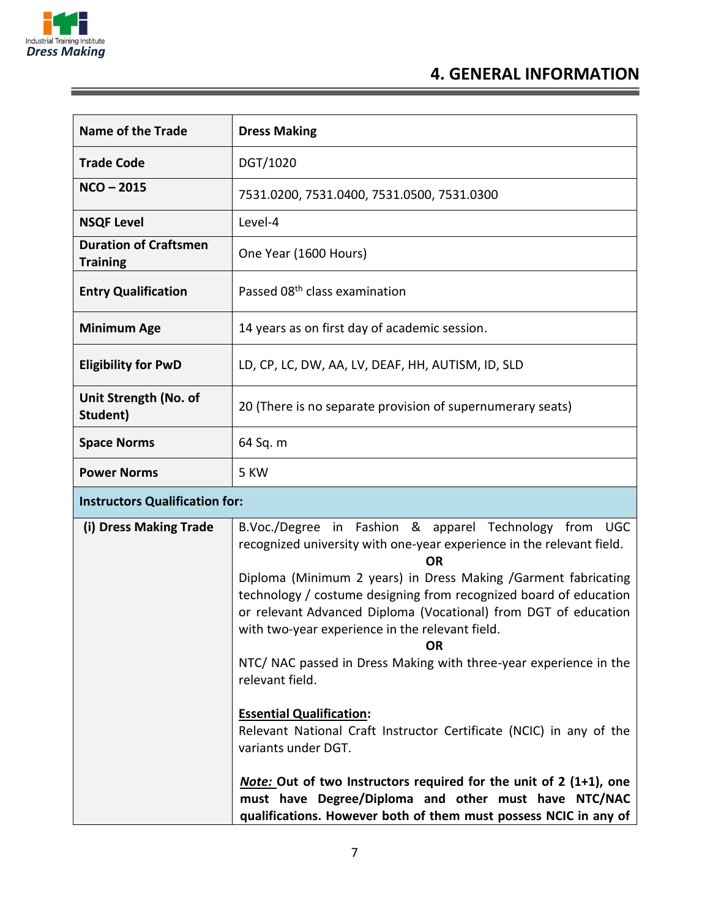# 4. GENERAL INFORMATION

| | |
|---|---|
| **Name of the Trade** | **Dress Making** |
| **Trade Code** | DGT/1020 |
| **NCO – 2015** | 7531.0200, 7531.0400, 7531.0500, 7531.0300 |
| **NSQF Level** | Level-4 |
| **Duration of Craftsmen Training** | One Year (1600 Hours) |
| **Entry Qualification** | Passed 08th class examination |
| **Minimum Age** | 14 years as on first day of academic session. |
| **Eligibility for PwD** | LD, CP, LC, DW, AA, LV, DEAF, HH, AUTISM, ID, SLD |
| **Unit Strength (No. of Student)** | 20 (There is no separate provision of supernumerary seats) |
| **Space Norms** | 64 Sq. m |
| **Power Norms** | 5 KW |
| **Instructors Qualification for:** | |
| **(i) Dress Making Trade** | B.Voc./Degree in Fashion & apparel Technology from UGC recognized university with one-year experience in the relevant field.<br>**OR**<br>Diploma (Minimum 2 years) in Dress Making /Garment fabricating technology / costume designing from recognized board of education or relevant Advanced Diploma (Vocational) from DGT of education with two-year experience in the relevant field.<br>**OR**<br>NTC/ NAC passed in Dress Making with three-year experience in the relevant field.<br><br>**Essential Qualification:**<br>Relevant National Craft Instructor Certificate (NCIC) in any of the variants under DGT.<br><br>***Note:*** **Out of two Instructors required for the unit of 2 (1+1), one must have Degree/Diploma and other must have NTC/NAC qualifications. However both of them must possess NCIC in any of** |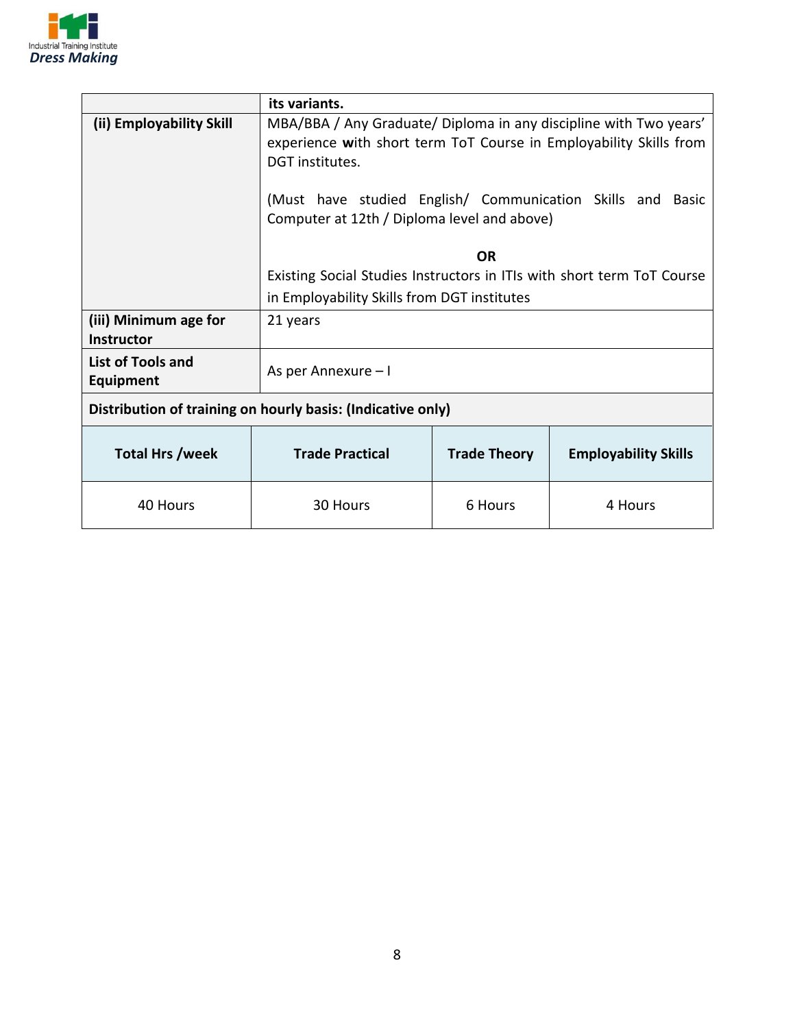| | |
|---|---|
| | **its variants.** |
| **(ii) Employability Skill** | MBA/BBA / Any Graduate/ Diploma in any discipline with Two years' experience **w**ith short term ToT Course in Employability Skills from DGT institutes.<br><br>(Must have studied English/ Communication Skills and Basic Computer at 12th / Diploma level and above)<br><br>**OR**<br>Existing Social Studies Instructors in ITIs with short term ToT Course in Employability Skills from DGT institutes |
| **(iii) Minimum age for Instructor** | 21 years |
| **List of Tools and Equipment** | As per Annexure – I |

**Distribution of training on hourly basis: (Indicative only)**

| Total Hrs /week | Trade Practical | Trade Theory | Employability Skills |
|---|---|---|---|
| 40 Hours | 30 Hours | 6 Hours | 4 Hours |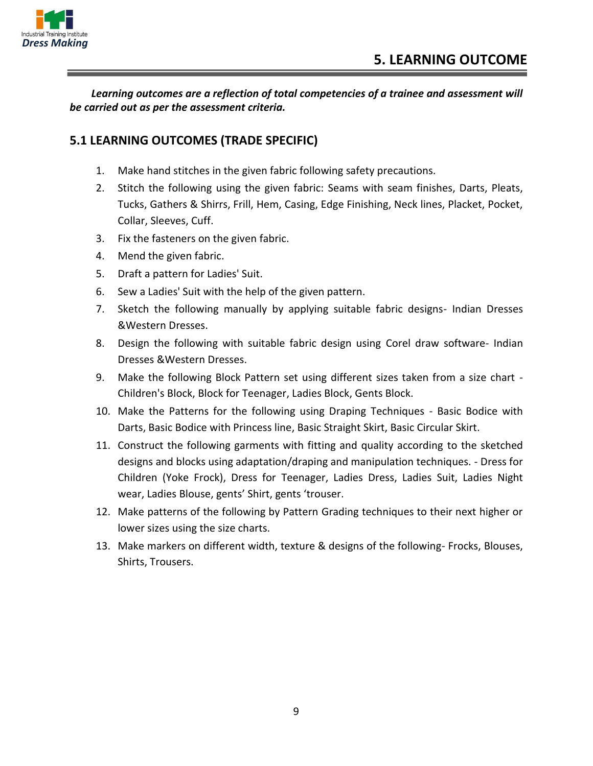# 5. LEARNING OUTCOME

***Learning outcomes are a reflection of total competencies of a trainee and assessment will be carried out as per the assessment criteria.***

## 5.1 LEARNING OUTCOMES (TRADE SPECIFIC)

1. Make hand stitches in the given fabric following safety precautions.
2. Stitch the following using the given fabric: Seams with seam finishes, Darts, Pleats, Tucks, Gathers & Shirrs, Frill, Hem, Casing, Edge Finishing, Neck lines, Placket, Pocket, Collar, Sleeves, Cuff.
3. Fix the fasteners on the given fabric.
4. Mend the given fabric.
5. Draft a pattern for Ladies' Suit.
6. Sew a Ladies' Suit with the help of the given pattern.
7. Sketch the following manually by applying suitable fabric designs- Indian Dresses &Western Dresses.
8. Design the following with suitable fabric design using Corel draw software- Indian Dresses &Western Dresses.
9. Make the following Block Pattern set using different sizes taken from a size chart - Children's Block, Block for Teenager, Ladies Block, Gents Block.
10. Make the Patterns for the following using Draping Techniques - Basic Bodice with Darts, Basic Bodice with Princess line, Basic Straight Skirt, Basic Circular Skirt.
11. Construct the following garments with fitting and quality according to the sketched designs and blocks using adaptation/draping and manipulation techniques. - Dress for Children (Yoke Frock), Dress for Teenager, Ladies Dress, Ladies Suit, Ladies Night wear, Ladies Blouse, gents' Shirt, gents 'trouser.
12. Make patterns of the following by Pattern Grading techniques to their next higher or lower sizes using the size charts.
13. Make markers on different width, texture & designs of the following- Frocks, Blouses, Shirts, Trousers.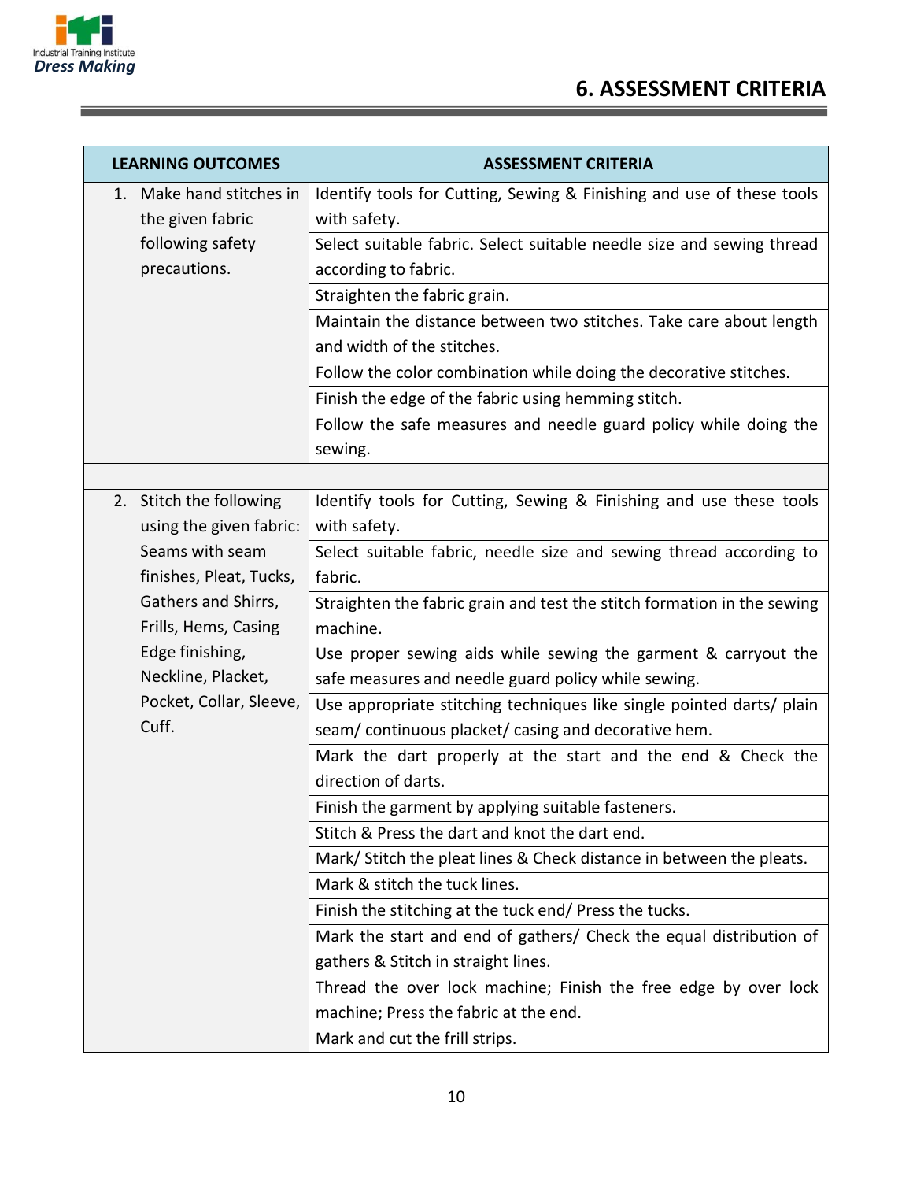# 6. ASSESSMENT CRITERIA

| LEARNING OUTCOMES | ASSESSMENT CRITERIA |
|---|---|
| 1. Make hand stitches in the given fabric following safety precautions. | Identify tools for Cutting, Sewing & Finishing and use of these tools with safety. |
| | Select suitable fabric. Select suitable needle size and sewing thread according to fabric. |
| | Straighten the fabric grain. |
| | Maintain the distance between two stitches. Take care about length and width of the stitches. |
| | Follow the color combination while doing the decorative stitches. |
| | Finish the edge of the fabric using hemming stitch. |
| | Follow the safe measures and needle guard policy while doing the sewing. |
| | |
| 2. Stitch the following using the given fabric: Seams with seam finishes, Pleat, Tucks, Gathers and Shirrs, Frills, Hems, Casing Edge finishing, Neckline, Placket, Pocket, Collar, Sleeve, Cuff. | Identify tools for Cutting, Sewing & Finishing and use these tools with safety. |
| | Select suitable fabric, needle size and sewing thread according to fabric. |
| | Straighten the fabric grain and test the stitch formation in the sewing machine. |
| | Use proper sewing aids while sewing the garment & carryout the safe measures and needle guard policy while sewing. |
| | Use appropriate stitching techniques like single pointed darts/ plain seam/ continuous placket/ casing and decorative hem. |
| | Mark the dart properly at the start and the end & Check the direction of darts. |
| | Finish the garment by applying suitable fasteners. |
| | Stitch & Press the dart and knot the dart end. |
| | Mark/ Stitch the pleat lines & Check distance in between the pleats. |
| | Mark & stitch the tuck lines. |
| | Finish the stitching at the tuck end/ Press the tucks. |
| | Mark the start and end of gathers/ Check the equal distribution of gathers & Stitch in straight lines. |
| | Thread the over lock machine; Finish the free edge by over lock machine; Press the fabric at the end. |
| | Mark and cut the frill strips. |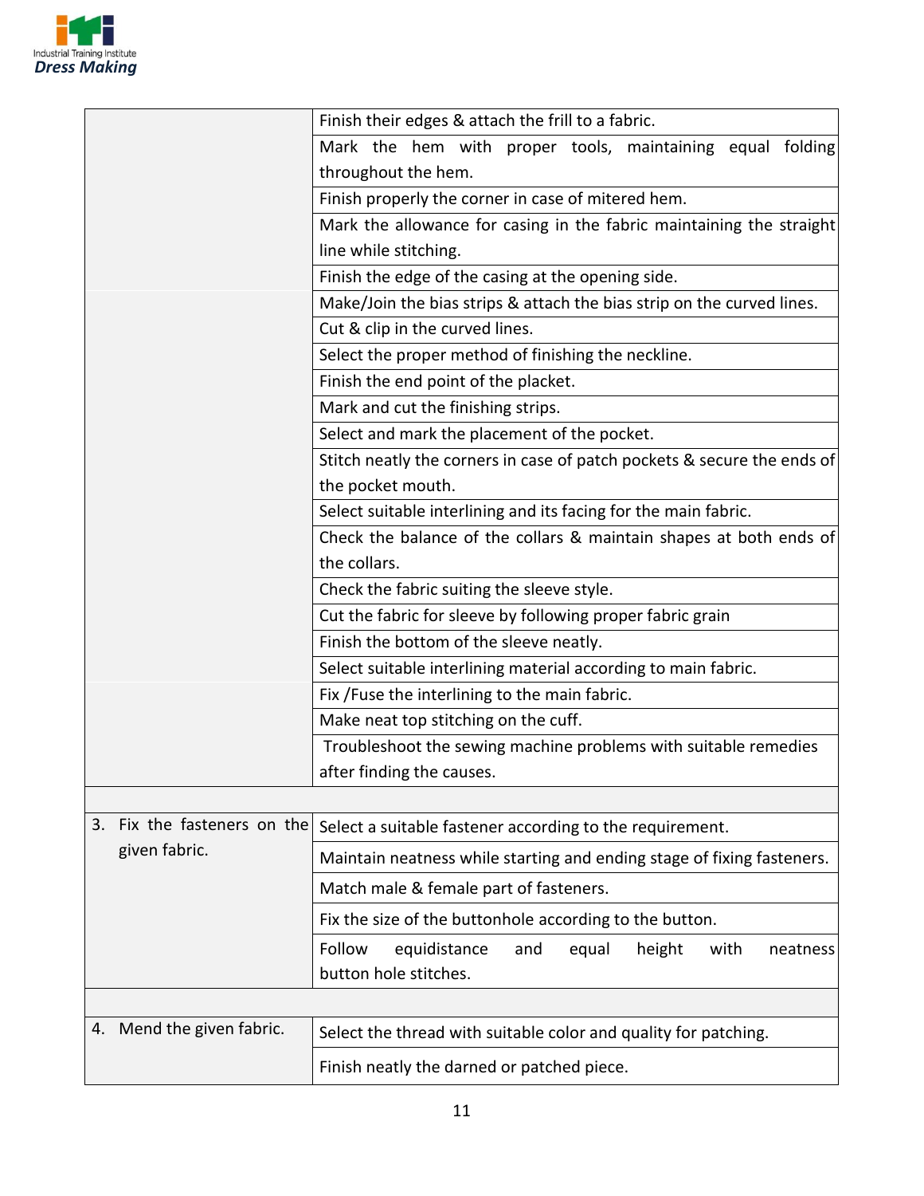| | |
|---|---|
| | Finish their edges & attach the frill to a fabric. |
| | Mark the hem with proper tools, maintaining equal folding throughout the hem. |
| | Finish properly the corner in case of mitered hem. |
| | Mark the allowance for casing in the fabric maintaining the straight line while stitching. |
| | Finish the edge of the casing at the opening side. |
| | Make/Join the bias strips & attach the bias strip on the curved lines. |
| | Cut & clip in the curved lines. |
| | Select the proper method of finishing the neckline. |
| | Finish the end point of the placket. |
| | Mark and cut the finishing strips. |
| | Select and mark the placement of the pocket. |
| | Stitch neatly the corners in case of patch pockets & secure the ends of the pocket mouth. |
| | Select suitable interlining and its facing for the main fabric. |
| | Check the balance of the collars & maintain shapes at both ends of the collars. |
| | Check the fabric suiting the sleeve style. |
| | Cut the fabric for sleeve by following proper fabric grain |
| | Finish the bottom of the sleeve neatly. |
| | Select suitable interlining material according to main fabric. |
| | Fix /Fuse the interlining to the main fabric. |
| | Make neat top stitching on the cuff. |
| | Troubleshoot the sewing machine problems with suitable remedies after finding the causes. |
| | |
| 3. Fix the fasteners on the given fabric. | Select a suitable fastener according to the requirement. |
| | Maintain neatness while starting and ending stage of fixing fasteners. |
| | Match male & female part of fasteners. |
| | Fix the size of the buttonhole according to the button. |
| | Follow equidistance and equal height with neatness button hole stitches. |
| | |
| 4. Mend the given fabric. | Select the thread with suitable color and quality for patching. |
| | Finish neatly the darned or patched piece. |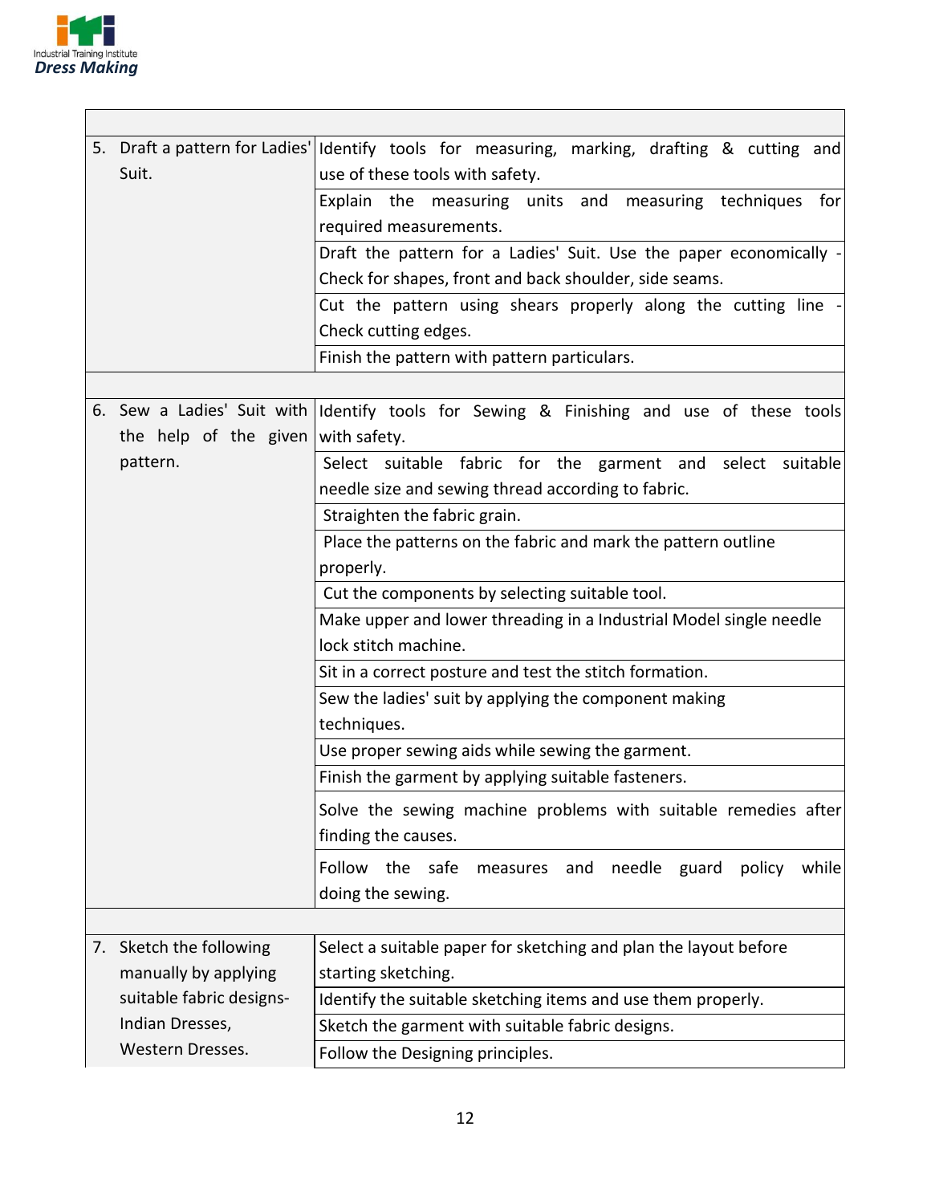| | |
|---|---|
| 5. Draft a pattern for Ladies' Suit. | Identify tools for measuring, marking, drafting & cutting and use of these tools with safety. |
| | Explain the measuring units and measuring techniques for required measurements. |
| | Draft the pattern for a Ladies' Suit. Use the paper economically - Check for shapes, front and back shoulder, side seams. |
| | Cut the pattern using shears properly along the cutting line - Check cutting edges. |
| | Finish the pattern with pattern particulars. |
| | |
| 6. Sew a Ladies' Suit with the help of the given pattern. | Identify tools for Sewing & Finishing and use of these tools with safety. |
| | Select suitable fabric for the garment and select suitable needle size and sewing thread according to fabric. |
| | Straighten the fabric grain. |
| | Place the patterns on the fabric and mark the pattern outline properly. |
| | Cut the components by selecting suitable tool. |
| | Make upper and lower threading in a Industrial Model single needle lock stitch machine. |
| | Sit in a correct posture and test the stitch formation. |
| | Sew the ladies' suit by applying the component making techniques. |
| | Use proper sewing aids while sewing the garment. |
| | Finish the garment by applying suitable fasteners. |
| | Solve the sewing machine problems with suitable remedies after finding the causes. |
| | Follow the safe measures and needle guard policy while doing the sewing. |
| | |
| 7. Sketch the following manually by applying suitable fabric designs- Indian Dresses, Western Dresses. | Select a suitable paper for sketching and plan the layout before starting sketching. |
| | Identify the suitable sketching items and use them properly. |
| | Sketch the garment with suitable fabric designs. |
| | Follow the Designing principles. |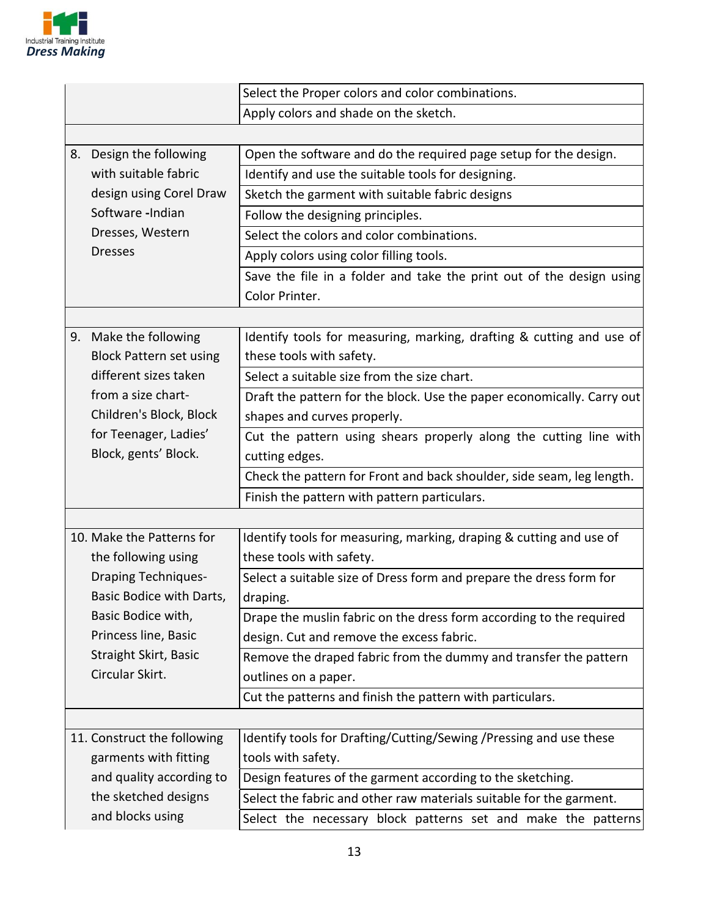| | |
|---|---|
| | Select the Proper colors and color combinations. |
| | Apply colors and shade on the sketch. |
| | |
| 8. Design the following with suitable fabric design using Corel Draw Software -Indian Dresses, Western Dresses | Open the software and do the required page setup for the design. |
| | Identify and use the suitable tools for designing. |
| | Sketch the garment with suitable fabric designs |
| | Follow the designing principles. |
| | Select the colors and color combinations. |
| | Apply colors using color filling tools. |
| | Save the file in a folder and take the print out of the design using Color Printer. |
| | |
| 9. Make the following Block Pattern set using different sizes taken from a size chart- Children's Block, Block for Teenager, Ladies' Block, gents' Block. | Identify tools for measuring, marking, drafting & cutting and use of these tools with safety. |
| | Select a suitable size from the size chart. |
| | Draft the pattern for the block. Use the paper economically. Carry out shapes and curves properly. |
| | Cut the pattern using shears properly along the cutting line with cutting edges. |
| | Check the pattern for Front and back shoulder, side seam, leg length. |
| | Finish the pattern with pattern particulars. |
| | |
| 10. Make the Patterns for the following using Draping Techniques- Basic Bodice with Darts, Basic Bodice with, Princess line, Basic Straight Skirt, Basic Circular Skirt. | Identify tools for measuring, marking, draping & cutting and use of these tools with safety. |
| | Select a suitable size of Dress form and prepare the dress form for draping. |
| | Drape the muslin fabric on the dress form according to the required design. Cut and remove the excess fabric. |
| | Remove the draped fabric from the dummy and transfer the pattern outlines on a paper. |
| | Cut the patterns and finish the pattern with particulars. |
| | |
| 11. Construct the following garments with fitting and quality according to the sketched designs and blocks using | Identify tools for Drafting/Cutting/Sewing /Pressing and use these tools with safety. |
| | Design features of the garment according to the sketching. |
| | Select the fabric and other raw materials suitable for the garment. |
| | Select the necessary block patterns set and make the patterns |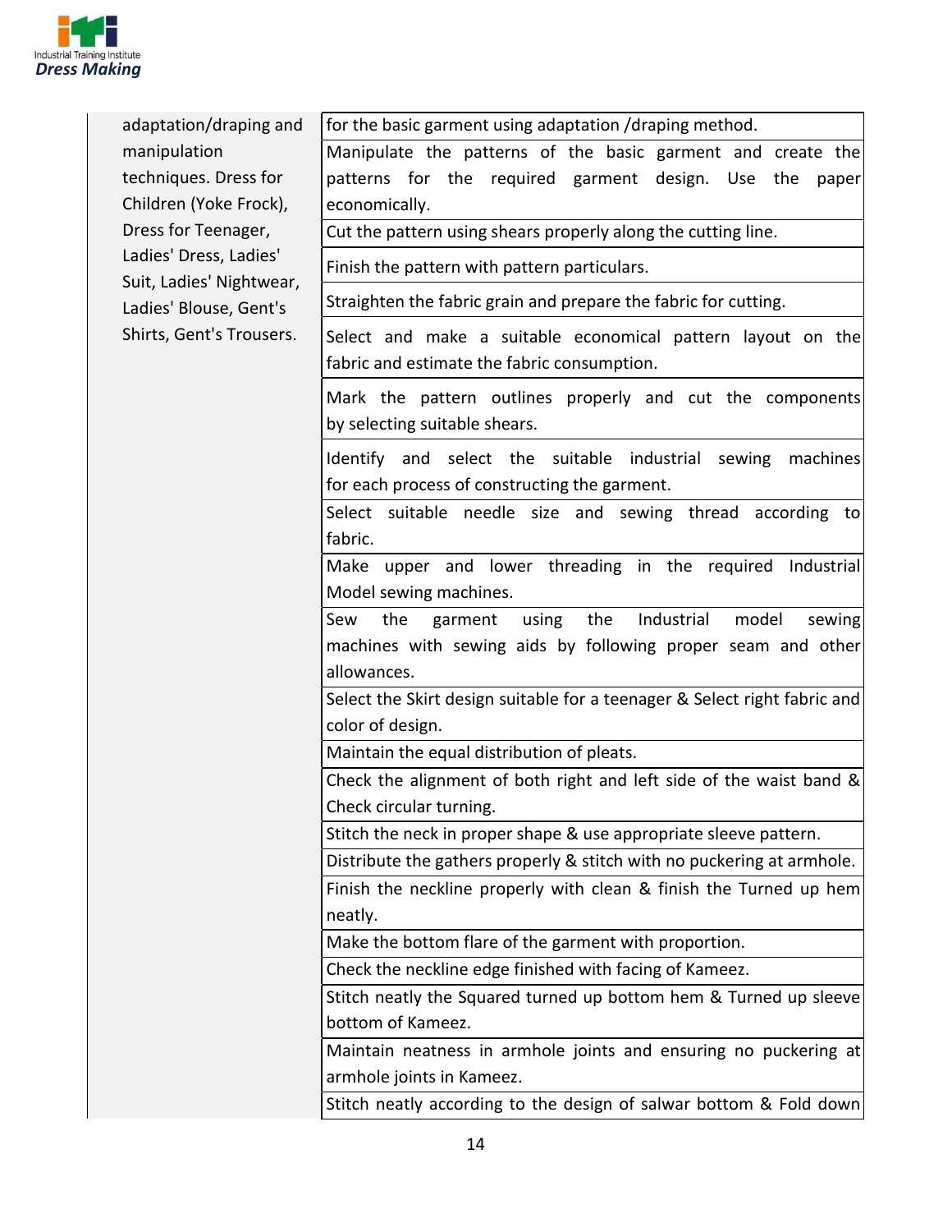| | |
|---|---|
| adaptation/draping and manipulation techniques. Dress for Children (Yoke Frock), Dress for Teenager, Ladies' Dress, Ladies' Suit, Ladies' Nightwear, Ladies' Blouse, Gent's Shirts, Gent's Trousers. | for the basic garment using adaptation /draping method. |
| | Manipulate the patterns of the basic garment and create the patterns for the required garment design. Use the paper economically. |
| | Cut the pattern using shears properly along the cutting line. |
| | Finish the pattern with pattern particulars. |
| | Straighten the fabric grain and prepare the fabric for cutting. |
| | Select and make a suitable economical pattern layout on the fabric and estimate the fabric consumption. |
| | Mark the pattern outlines properly and cut the components by selecting suitable shears. |
| | Identify and select the suitable industrial sewing machines for each process of constructing the garment. |
| | Select suitable needle size and sewing thread according to fabric. |
| | Make upper and lower threading in the required Industrial Model sewing machines. |
| | Sew the garment using the Industrial model sewing machines with sewing aids by following proper seam and other allowances. |
| | Select the Skirt design suitable for a teenager & Select right fabric and color of design. |
| | Maintain the equal distribution of pleats. |
| | Check the alignment of both right and left side of the waist band & Check circular turning. |
| | Stitch the neck in proper shape & use appropriate sleeve pattern. |
| | Distribute the gathers properly & stitch with no puckering at armhole. |
| | Finish the neckline properly with clean & finish the Turned up hem neatly. |
| | Make the bottom flare of the garment with proportion. |
| | Check the neckline edge finished with facing of Kameez. |
| | Stitch neatly the Squared turned up bottom hem & Turned up sleeve bottom of Kameez. |
| | Maintain neatness in armhole joints and ensuring no puckering at armhole joints in Kameez. |
| | Stitch neatly according to the design of salwar bottom & Fold down |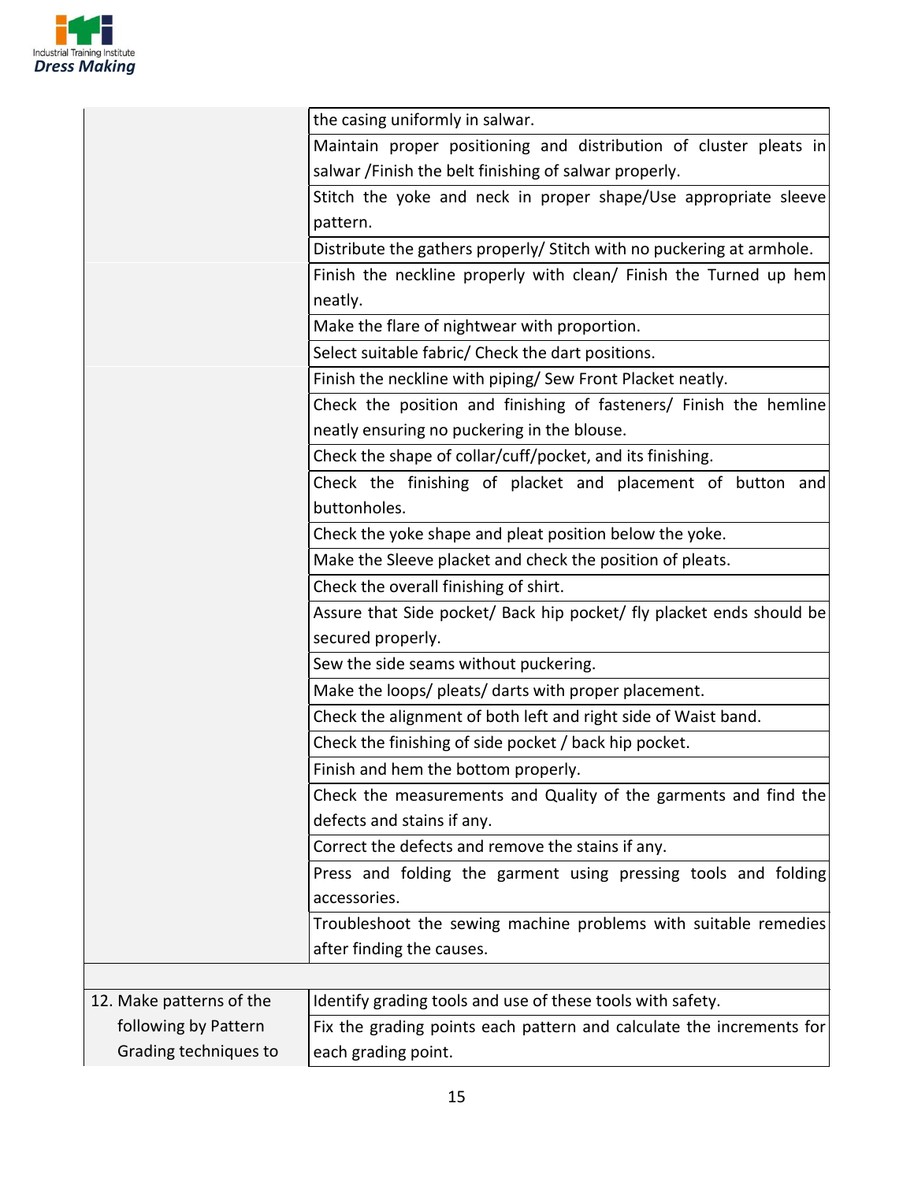| | |
|---|---|
| | the casing uniformly in salwar. |
| | Maintain proper positioning and distribution of cluster pleats in salwar /Finish the belt finishing of salwar properly. |
| | Stitch the yoke and neck in proper shape/Use appropriate sleeve pattern. |
| | Distribute the gathers properly/ Stitch with no puckering at armhole. |
| | Finish the neckline properly with clean/ Finish the Turned up hem neatly. |
| | Make the flare of nightwear with proportion. |
| | Select suitable fabric/ Check the dart positions. |
| | Finish the neckline with piping/ Sew Front Placket neatly. |
| | Check the position and finishing of fasteners/ Finish the hemline neatly ensuring no puckering in the blouse. |
| | Check the shape of collar/cuff/pocket, and its finishing. |
| | Check the finishing of placket and placement of button and buttonholes. |
| | Check the yoke shape and pleat position below the yoke. |
| | Make the Sleeve placket and check the position of pleats. |
| | Check the overall finishing of shirt. |
| | Assure that Side pocket/ Back hip pocket/ fly placket ends should be secured properly. |
| | Sew the side seams without puckering. |
| | Make the loops/ pleats/ darts with proper placement. |
| | Check the alignment of both left and right side of Waist band. |
| | Check the finishing of side pocket / back hip pocket. |
| | Finish and hem the bottom properly. |
| | Check the measurements and Quality of the garments and find the defects and stains if any. |
| | Correct the defects and remove the stains if any. |
| | Press and folding the garment using pressing tools and folding accessories. |
| | Troubleshoot the sewing machine problems with suitable remedies after finding the causes. |
| | |
| 12. Make patterns of the following by Pattern Grading techniques to | Identify grading tools and use of these tools with safety. |
| | Fix the grading points each pattern and calculate the increments for each grading point. |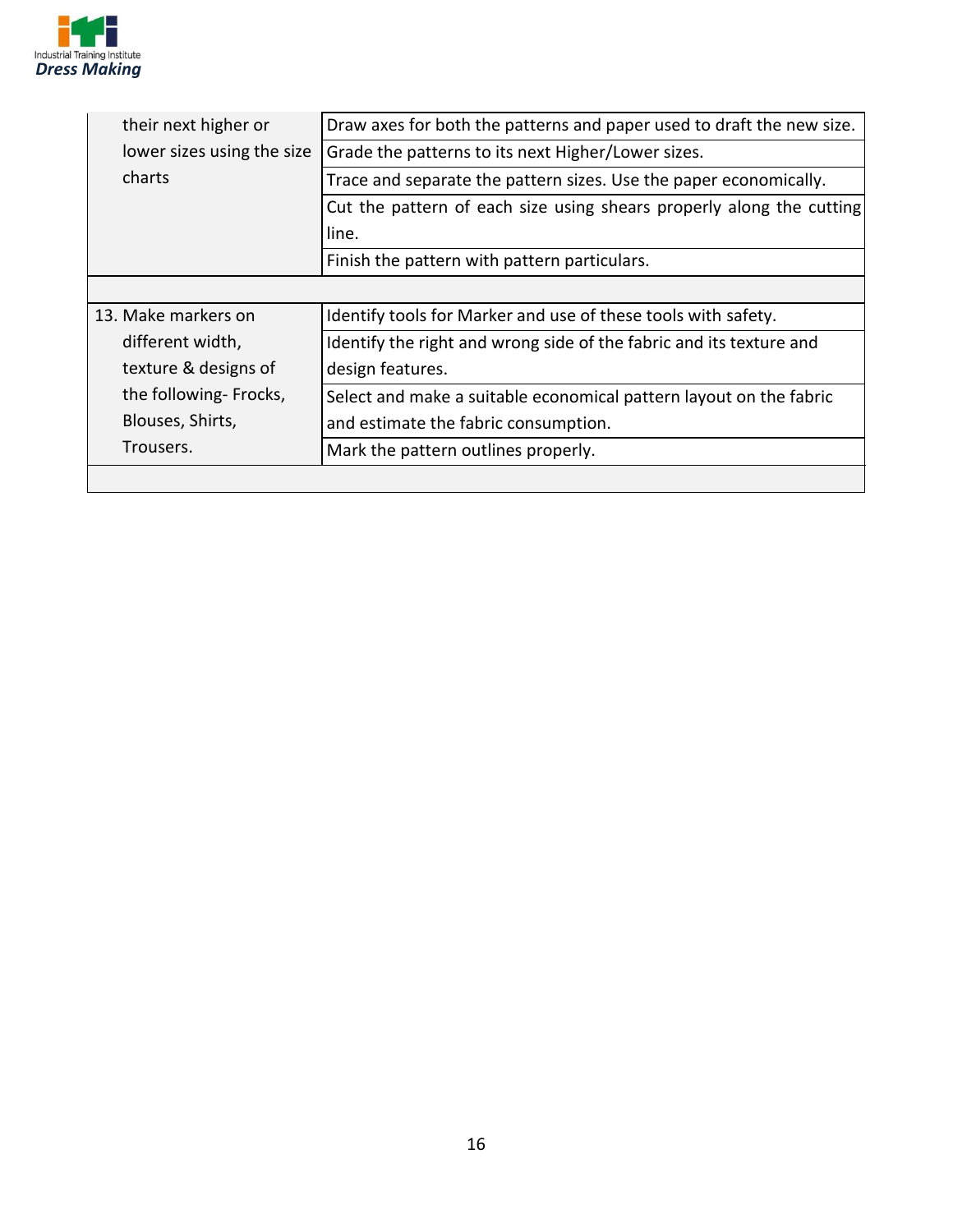| | |
|---|---|
| their next higher or lower sizes using the size charts | Draw axes for both the patterns and paper used to draft the new size. |
| | Grade the patterns to its next Higher/Lower sizes. |
| | Trace and separate the pattern sizes. Use the paper economically. |
| | Cut the pattern of each size using shears properly along the cutting line. |
| | Finish the pattern with pattern particulars. |
| | |
| 13. Make markers on different width, texture & designs of the following- Frocks, Blouses, Shirts, Trousers. | Identify tools for Marker and use of these tools with safety. |
| | Identify the right and wrong side of the fabric and its texture and design features. |
| | Select and make a suitable economical pattern layout on the fabric and estimate the fabric consumption. |
| | Mark the pattern outlines properly. |
| | |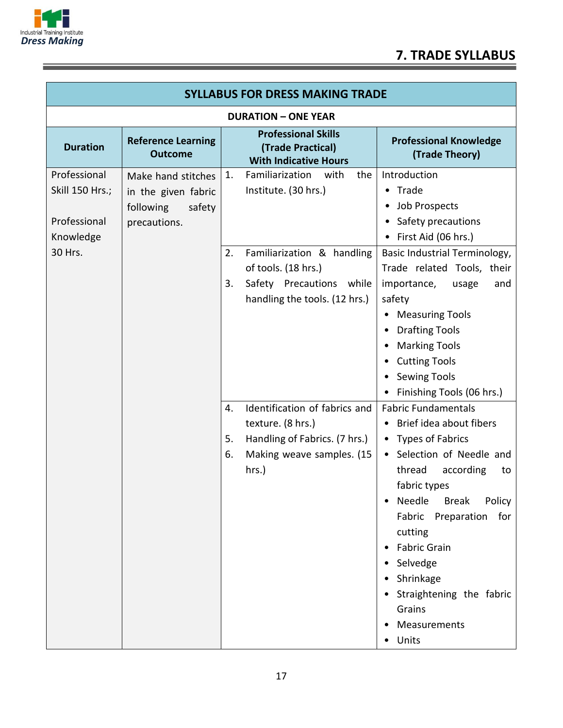## 7. TRADE SYLLABUS

| SYLLABUS FOR DRESS MAKING TRADE | | | |
|---|---|---|---|
| **DURATION – ONE YEAR** | | | |
| **Duration** | **Reference Learning Outcome** | **Professional Skills (Trade Practical) With Indicative Hours** | **Professional Knowledge (Trade Theory)** |
| Professional Skill 150 Hrs.; <br><br> Professional Knowledge 30 Hrs. | Make hand stitches in the given fabric following safety precautions. | 1. Familiarization with the Institute. (30 hrs.) | Introduction <br> • Trade <br> • Job Prospects <br> • Safety precautions <br> • First Aid (06 hrs.) |
| | | 2. Familiarization & handling of tools. (18 hrs.) <br> 3. Safety Precautions while handling the tools. (12 hrs.) | Basic Industrial Terminology, Trade related Tools, their importance, usage and safety <br> • Measuring Tools <br> • Drafting Tools <br> • Marking Tools <br> • Cutting Tools <br> • Sewing Tools <br> • Finishing Tools (06 hrs.) |
| | | 4. Identification of fabrics and texture. (8 hrs.) <br> 5. Handling of Fabrics. (7 hrs.) <br> 6. Making weave samples. (15 hrs.) | Fabric Fundamentals <br> • Brief idea about fibers <br> • Types of Fabrics <br> • Selection of Needle and thread according to fabric types <br> • Needle Break Policy Fabric Preparation for cutting <br> • Fabric Grain <br> • Selvedge <br> • Shrinkage <br> • Straightening the fabric Grains <br> • Measurements <br> • Units |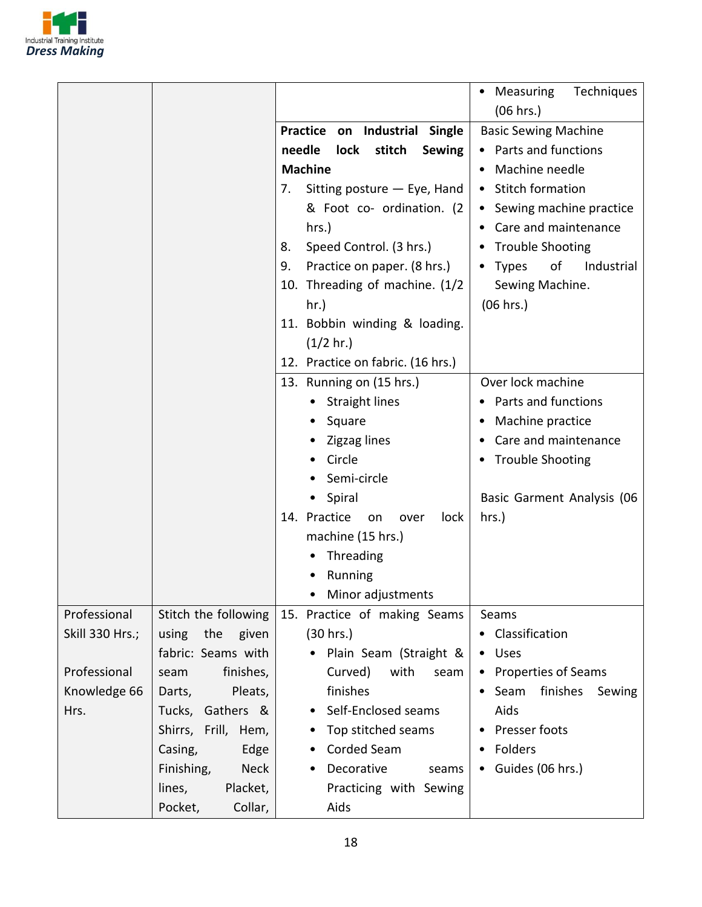| | | | • Measuring Techniques (06 hrs.) |
|---|---|---|---|
| | | **Practice on Industrial Single needle lock stitch Sewing Machine**<br>7. Sitting posture — Eye, Hand & Foot co- ordination. (2 hrs.)<br>8. Speed Control. (3 hrs.)<br>9. Practice on paper. (8 hrs.)<br>10. Threading of machine. (1/2 hr.)<br>11. Bobbin winding & loading. (1/2 hr.)<br>12. Practice on fabric. (16 hrs.) | Basic Sewing Machine<br>• Parts and functions<br>• Machine needle<br>• Stitch formation<br>• Sewing machine practice<br>• Care and maintenance<br>• Trouble Shooting<br>• Types of Industrial Sewing Machine.<br>(06 hrs.) |
| | | 13. Running on (15 hrs.)<br>• Straight lines<br>• Square<br>• Zigzag lines<br>• Circle<br>• Semi-circle<br>• Spiral<br>14. Practice on over lock machine (15 hrs.)<br>• Threading<br>• Running<br>• Minor adjustments | Over lock machine<br>• Parts and functions<br>• Machine practice<br>• Care and maintenance<br>• Trouble Shooting<br><br>Basic Garment Analysis (06 hrs.) |
| Professional Skill 330 Hrs.;<br><br>Professional Knowledge 66 Hrs. | Stitch the following using the given fabric: Seams with seam finishes, Darts, Pleats, Tucks, Gathers & Shirrs, Frill, Hem, Casing, Edge Finishing, Neck lines, Placket, Pocket, Collar, | 15. Practice of making Seams (30 hrs.)<br>• Plain Seam (Straight & Curved) with seam finishes<br>• Self-Enclosed seams<br>• Top stitched seams<br>• Corded Seam<br>• Decorative seams Practicing with Sewing Aids | Seams<br>• Classification<br>• Uses<br>• Properties of Seams<br>• Seam finishes Sewing Aids<br>• Presser foots<br>• Folders<br>• Guides (06 hrs.) |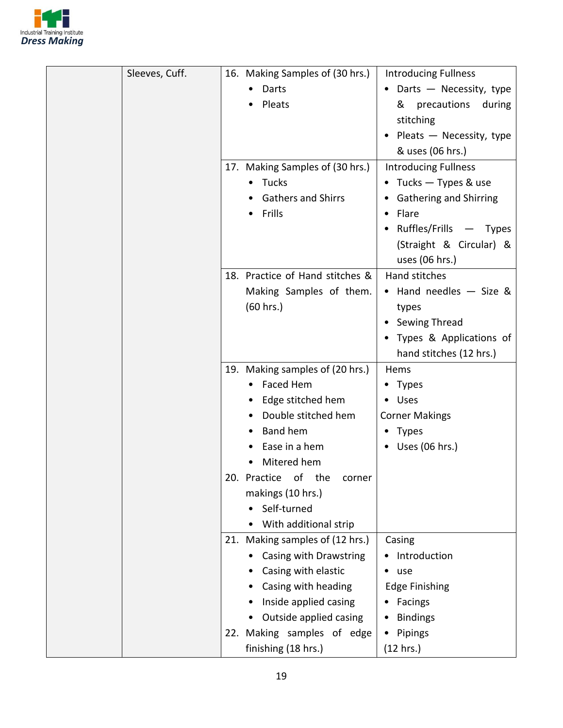| | | | |
|---|---|---|---|
| | Sleeves, Cuff. | 16. Making Samples of (30 hrs.)<br>• Darts<br>• Pleats | Introducing Fullness<br>• Darts — Necessity, type & precautions during stitching<br>• Pleats — Necessity, type & uses (06 hrs.) |
| | | 17. Making Samples of (30 hrs.)<br>• Tucks<br>• Gathers and Shirrs<br>• Frills | Introducing Fullness<br>• Tucks — Types & use<br>• Gathering and Shirring<br>• Flare<br>• Ruffles/Frills — Types (Straight & Circular) & uses (06 hrs.) |
| | | 18. Practice of Hand stitches & Making Samples of them. (60 hrs.) | Hand stitches<br>• Hand needles — Size & types<br>• Sewing Thread<br>• Types & Applications of hand stitches (12 hrs.) |
| | | 19. Making samples of (20 hrs.)<br>• Faced Hem<br>• Edge stitched hem<br>• Double stitched hem<br>• Band hem<br>• Ease in a hem<br>• Mitered hem<br>20. Practice of the corner makings (10 hrs.)<br>• Self-turned<br>• With additional strip | Hems<br>• Types<br>• Uses<br>Corner Makings<br>• Types<br>• Uses (06 hrs.) |
| | | 21. Making samples of (12 hrs.)<br>• Casing with Drawstring<br>• Casing with elastic<br>• Casing with heading<br>• Inside applied casing<br>• Outside applied casing<br>22. Making samples of edge finishing (18 hrs.) | Casing<br>• Introduction<br>• use<br>Edge Finishing<br>• Facings<br>• Bindings<br>• Pipings<br>(12 hrs.) |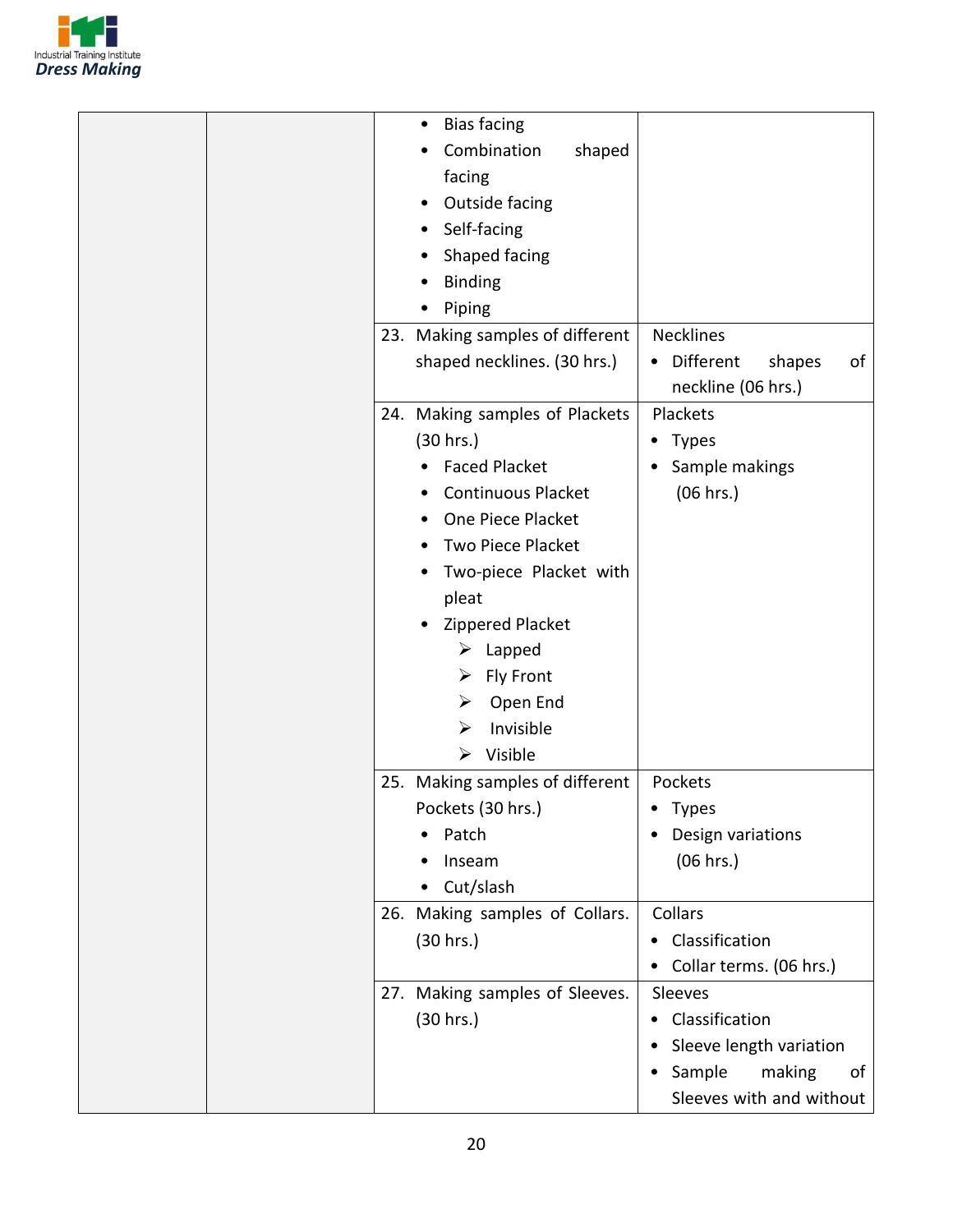| | | | |
|---|---|---|---|
| | | • Bias facing<br>• Combination shaped facing<br>• Outside facing<br>• Self-facing<br>• Shaped facing<br>• Binding<br>• Piping | |
| | | 23. Making samples of different shaped necklines. (30 hrs.) | Necklines<br>• Different shapes of neckline (06 hrs.) |
| | | 24. Making samples of Plackets (30 hrs.)<br>• Faced Placket<br>• Continuous Placket<br>• One Piece Placket<br>• Two Piece Placket<br>• Two-piece Placket with pleat<br>• Zippered Placket<br>➢ Lapped<br>➢ Fly Front<br>➢ Open End<br>➢ Invisible<br>➢ Visible | Plackets<br>• Types<br>• Sample makings (06 hrs.) |
| | | 25. Making samples of different Pockets (30 hrs.)<br>• Patch<br>• Inseam<br>• Cut/slash | Pockets<br>• Types<br>• Design variations (06 hrs.) |
| | | 26. Making samples of Collars. (30 hrs.) | Collars<br>• Classification<br>• Collar terms. (06 hrs.) |
| | | 27. Making samples of Sleeves. (30 hrs.) | Sleeves<br>• Classification<br>• Sleeve length variation<br>• Sample making of Sleeves with and without |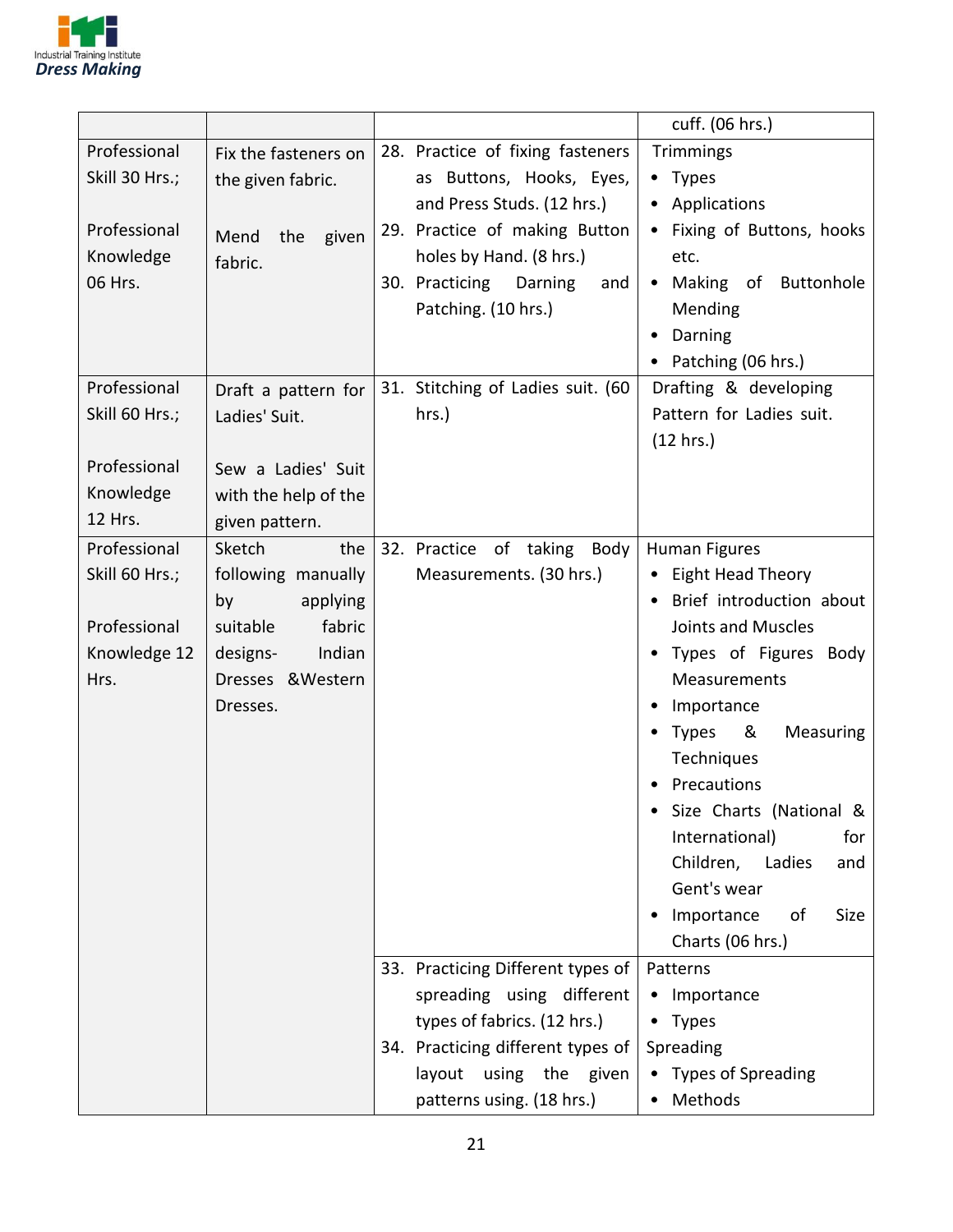| | | | cuff. (06 hrs.) |
|---|---|---|---|
| Professional Skill 30 Hrs.;<br><br>Professional Knowledge 06 Hrs. | Fix the fasteners on the given fabric.<br><br>Mend the given fabric. | 28. Practice of fixing fasteners as Buttons, Hooks, Eyes, and Press Studs. (12 hrs.)<br>29. Practice of making Button holes by Hand. (8 hrs.)<br>30. Practicing Darning and Patching. (10 hrs.) | Trimmings<br>• Types<br>• Applications<br>• Fixing of Buttons, hooks etc.<br>• Making of Buttonhole Mending<br>• Darning<br>• Patching (06 hrs.) |
| Professional Skill 60 Hrs.;<br><br>Professional Knowledge 12 Hrs. | Draft a pattern for Ladies' Suit.<br><br>Sew a Ladies' Suit with the help of the given pattern. | 31. Stitching of Ladies suit. (60 hrs.) | Drafting & developing Pattern for Ladies suit. (12 hrs.) |
| Professional Skill 60 Hrs.;<br><br>Professional Knowledge 12 Hrs. | Sketch the following manually by applying suitable fabric designs- Indian Dresses &Western Dresses. | 32. Practice of taking Body Measurements. (30 hrs.) | Human Figures<br>• Eight Head Theory<br>• Brief introduction about Joints and Muscles<br>• Types of Figures Body Measurements<br>• Importance<br>• Types & Measuring Techniques<br>• Precautions<br>• Size Charts (National & International) for Children, Ladies and Gent's wear<br>• Importance of Size Charts (06 hrs.) |
| | | 33. Practicing Different types of spreading using different types of fabrics. (12 hrs.)<br>34. Practicing different types of layout using the given patterns using. (18 hrs.) | Patterns<br>• Importance<br>• Types<br>Spreading<br>• Types of Spreading<br>• Methods |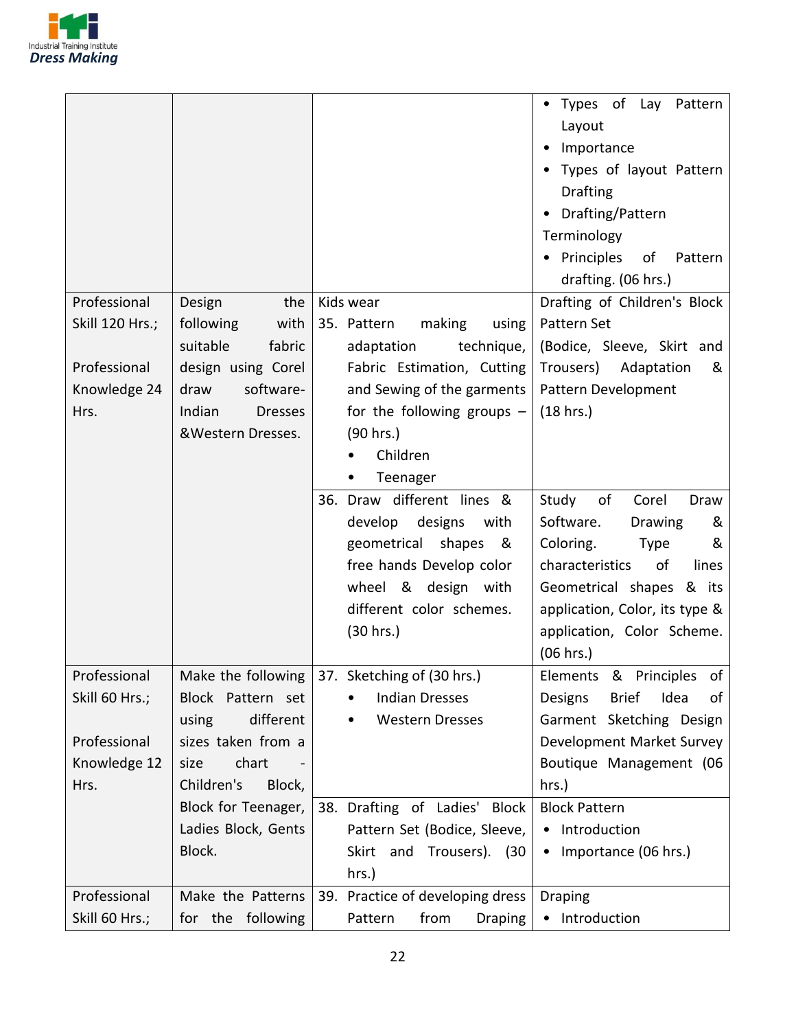| | | | |
|---|---|---|---|
| | | | • Types of Lay Pattern Layout<br>• Importance<br>• Types of layout Pattern Drafting<br>• Drafting/Pattern Terminology<br>• Principles of Pattern drafting. (06 hrs.) |
| Professional Skill 120 Hrs.;<br><br>Professional Knowledge 24 Hrs. | Design the following with suitable fabric design using Corel draw software-Indian Dresses &Western Dresses. | Kids wear<br>35. Pattern making using adaptation technique, Fabric Estimation, Cutting and Sewing of the garments for the following groups – (90 hrs.)<br>• Children<br>• Teenager | Drafting of Children's Block Pattern Set<br>(Bodice, Sleeve, Skirt and Trousers) Adaptation & Pattern Development<br>(18 hrs.) |
| | | 36. Draw different lines & develop designs with geometrical shapes & free hands Develop color wheel & design with different color schemes. (30 hrs.) | Study of Corel Draw Software. Drawing & Coloring. Type & characteristics of lines Geometrical shapes & its application, Color, its type & application, Color Scheme. (06 hrs.) |
| Professional Skill 60 Hrs.;<br><br>Professional Knowledge 12 Hrs. | Make the following Block Pattern set using different sizes taken from a size chart - Children's Block, Block for Teenager, Ladies Block, Gents Block. | 37. Sketching of (30 hrs.)<br>• Indian Dresses<br>• Western Dresses | Elements & Principles of Designs Brief Idea of Garment Sketching Design Development Market Survey Boutique Management (06 hrs.) |
| | | 38. Drafting of Ladies' Block Pattern Set (Bodice, Sleeve, Skirt and Trousers). (30 hrs.) | Block Pattern<br>• Introduction<br>• Importance (06 hrs.) |
| Professional Skill 60 Hrs.; | Make the Patterns for the following | 39. Practice of developing dress Pattern from Draping | Draping<br>• Introduction |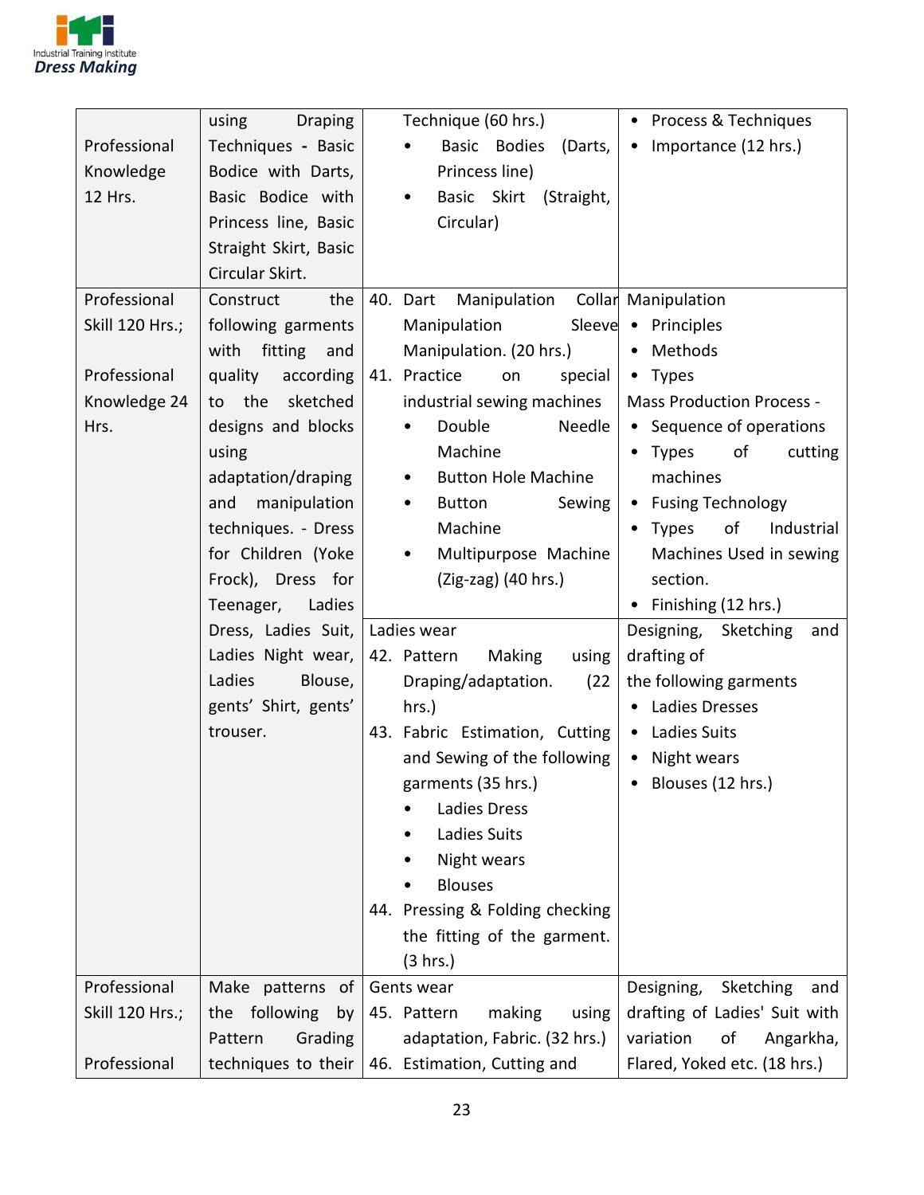| | | | |
|---|---|---|---|
| Professional Knowledge 12 Hrs. | using Draping Techniques - Basic Bodice with Darts, Basic Bodice with Princess line, Basic Straight Skirt, Basic Circular Skirt. | Technique (60 hrs.)<br>• Basic Bodies (Darts, Princess line)<br>• Basic Skirt (Straight, Circular) | • Process & Techniques<br>• Importance (12 hrs.) |
| Professional Skill 120 Hrs.;<br><br>Professional Knowledge 24 Hrs. | Construct the following garments with fitting and quality according to the sketched designs and blocks using adaptation/draping and manipulation techniques. - Dress for Children (Yoke Frock), Dress for Teenager, Ladies Dress, Ladies Suit, Ladies Night wear, Ladies Blouse, gents' Shirt, gents' trouser. | 40. Dart Manipulation Collar Manipulation Sleeve Manipulation. (20 hrs.)<br>41. Practice on special industrial sewing machines<br>• Double Needle Machine<br>• Button Hole Machine<br>• Button Sewing Machine<br>• Multipurpose Machine (Zig-zag) (40 hrs.) | Manipulation<br>• Principles<br>• Methods<br>• Types<br>Mass Production Process -<br>• Sequence of operations<br>• Types of cutting machines<br>• Fusing Technology<br>• Types of Industrial Machines Used in sewing section.<br>• Finishing (12 hrs.) |
| | | Ladies wear<br>42. Pattern Making using Draping/adaptation. (22 hrs.)<br>43. Fabric Estimation, Cutting and Sewing of the following garments (35 hrs.)<br>• Ladies Dress<br>• Ladies Suits<br>• Night wears<br>• Blouses<br>44. Pressing & Folding checking the fitting of the garment. (3 hrs.) | Designing, Sketching and drafting of the following garments<br>• Ladies Dresses<br>• Ladies Suits<br>• Night wears<br>• Blouses (12 hrs.) |
| Professional Skill 120 Hrs.;<br><br>Professional | Make patterns of the following by Pattern Grading techniques to their | Gents wear<br>45. Pattern making using adaptation, Fabric. (32 hrs.)<br>46. Estimation, Cutting and | Designing, Sketching and drafting of Ladies' Suit with variation of Angarkha, Flared, Yoked etc. (18 hrs.) |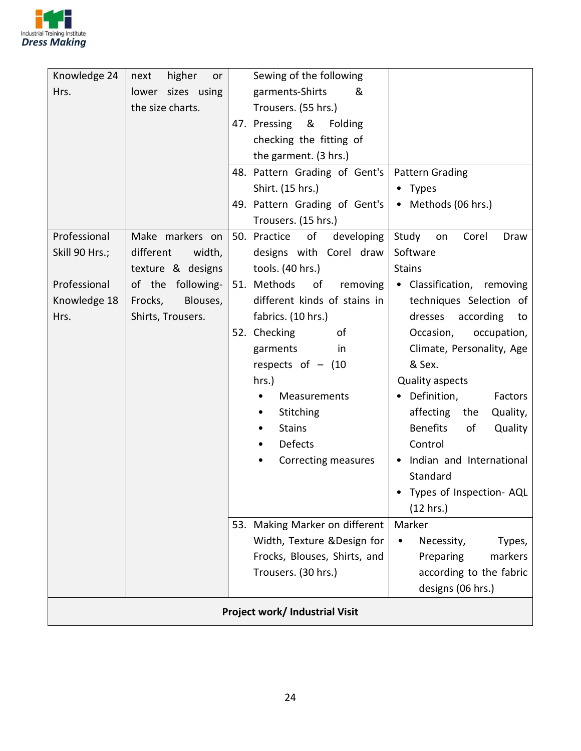| | | | |
|---|---|---|---|
| Knowledge 24 Hrs. | next higher or lower sizes using the size charts. | Sewing of the following garments-Shirts & Trousers. (55 hrs.)<br>47. Pressing & Folding checking the fitting of the garment. (3 hrs.) | |
| | | 48. Pattern Grading of Gent's Shirt. (15 hrs.)<br>49. Pattern Grading of Gent's Trousers. (15 hrs.) | Pattern Grading<br>• Types<br>• Methods (06 hrs.) |
| Professional Skill 90 Hrs.;<br><br>Professional Knowledge 18 Hrs. | Make markers on different width, texture & designs of the following- Frocks, Blouses, Shirts, Trousers. | 50. Practice of developing designs with Corel draw tools. (40 hrs.)<br>51. Methods of removing different kinds of stains in fabrics. (10 hrs.)<br>52. Checking of garments in respects of – (10 hrs.)<br>• Measurements<br>• Stitching<br>• Stains<br>• Defects<br>• Correcting measures | Study on Corel Draw Software<br>Stains<br>• Classification, removing techniques Selection of dresses according to Occasion, occupation, Climate, Personality, Age & Sex.<br>Quality aspects<br>• Definition, Factors affecting the Quality, Benefits of Quality Control<br>• Indian and International Standard<br>• Types of Inspection- AQL (12 hrs.) |
| | | 53. Making Marker on different Width, Texture &Design for Frocks, Blouses, Shirts, and Trousers. (30 hrs.) | Marker<br>• Necessity, Types, Preparing markers according to the fabric designs (06 hrs.) |
| **Project work/ Industrial Visit** | | | |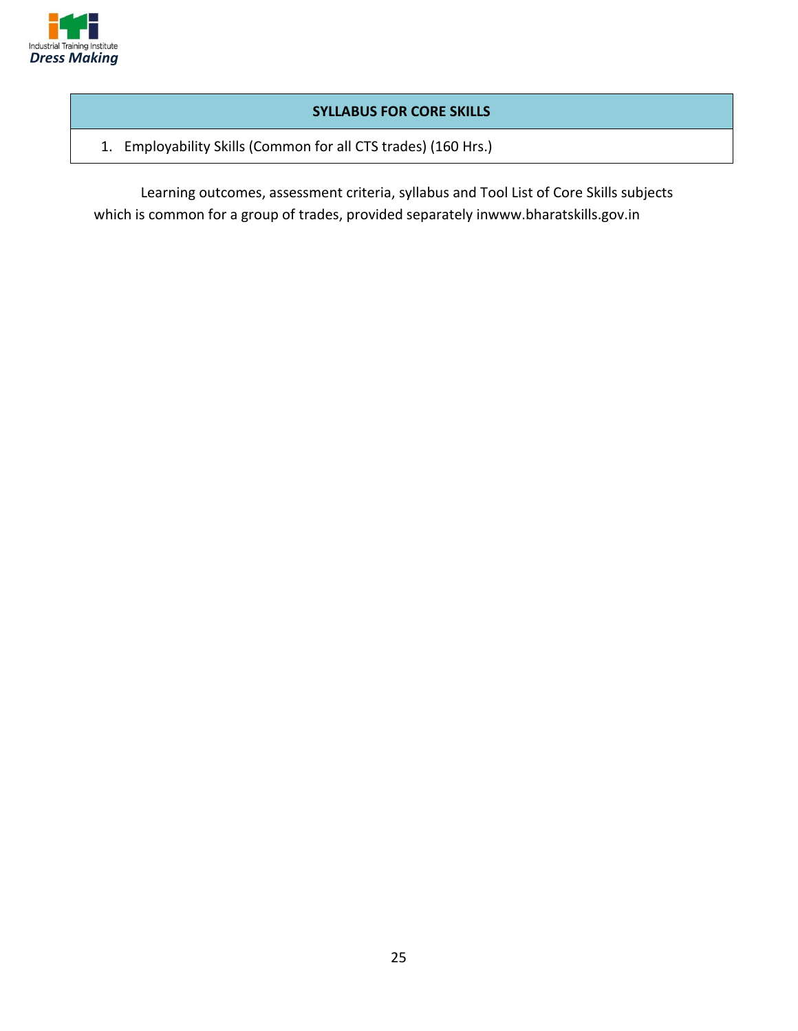| SYLLABUS FOR CORE SKILLS |
| --- |
| 1. Employability Skills (Common for all CTS trades) (160 Hrs.) |

Learning outcomes, assessment criteria, syllabus and Tool List of Core Skills subjects which is common for a group of trades, provided separately inwww.bharatskills.gov.in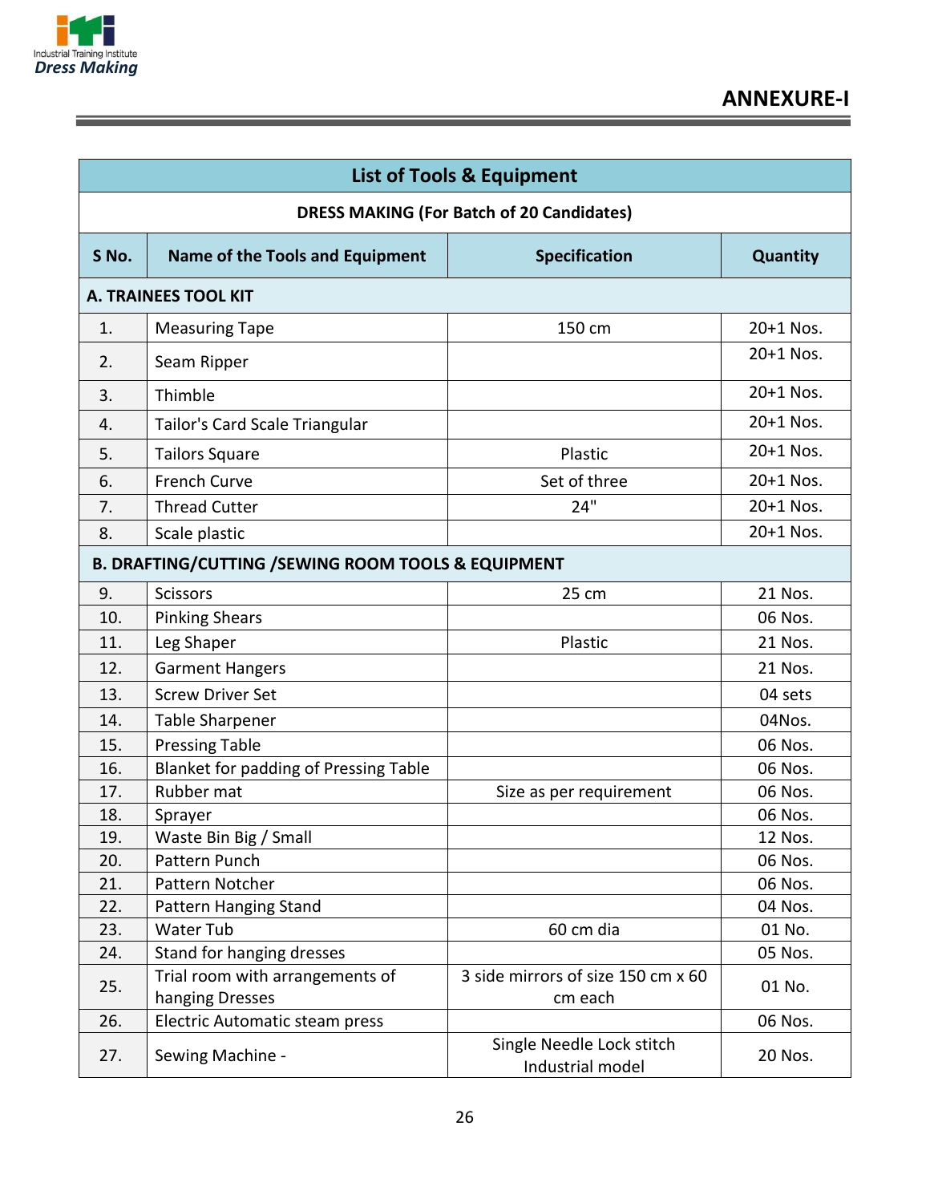## ANNEXURE-I

| List of Tools & Equipment | | | |
|---|---|---|---|
| **DRESS MAKING (For Batch of 20 Candidates)** | | | |
| **S No.** | **Name of the Tools and Equipment** | **Specification** | **Quantity** |
| **A. TRAINEES TOOL KIT** | | | |
| 1. | Measuring Tape | 150 cm | 20+1 Nos. |
| 2. | Seam Ripper | | 20+1 Nos. |
| 3. | Thimble | | 20+1 Nos. |
| 4. | Tailor's Card Scale Triangular | | 20+1 Nos. |
| 5. | Tailors Square | Plastic | 20+1 Nos. |
| 6. | French Curve | Set of three | 20+1 Nos. |
| 7. | Thread Cutter | 24" | 20+1 Nos. |
| 8. | Scale plastic | | 20+1 Nos. |
| **B. DRAFTING/CUTTING /SEWING ROOM TOOLS & EQUIPMENT** | | | |
| 9. | Scissors | 25 cm | 21 Nos. |
| 10. | Pinking Shears | | 06 Nos. |
| 11. | Leg Shaper | Plastic | 21 Nos. |
| 12. | Garment Hangers | | 21 Nos. |
| 13. | Screw Driver Set | | 04 sets |
| 14. | Table Sharpener | | 04Nos. |
| 15. | Pressing Table | | 06 Nos. |
| 16. | Blanket for padding of Pressing Table | | 06 Nos. |
| 17. | Rubber mat | Size as per requirement | 06 Nos. |
| 18. | Sprayer | | 06 Nos. |
| 19. | Waste Bin Big / Small | | 12 Nos. |
| 20. | Pattern Punch | | 06 Nos. |
| 21. | Pattern Notcher | | 06 Nos. |
| 22. | Pattern Hanging Stand | | 04 Nos. |
| 23. | Water Tub | 60 cm dia | 01 No. |
| 24. | Stand for hanging dresses | | 05 Nos. |
| 25. | Trial room with arrangements of hanging Dresses | 3 side mirrors of size 150 cm x 60 cm each | 01 No. |
| 26. | Electric Automatic steam press | | 06 Nos. |
| 27. | Sewing Machine - | Single Needle Lock stitch Industrial model | 20 Nos. |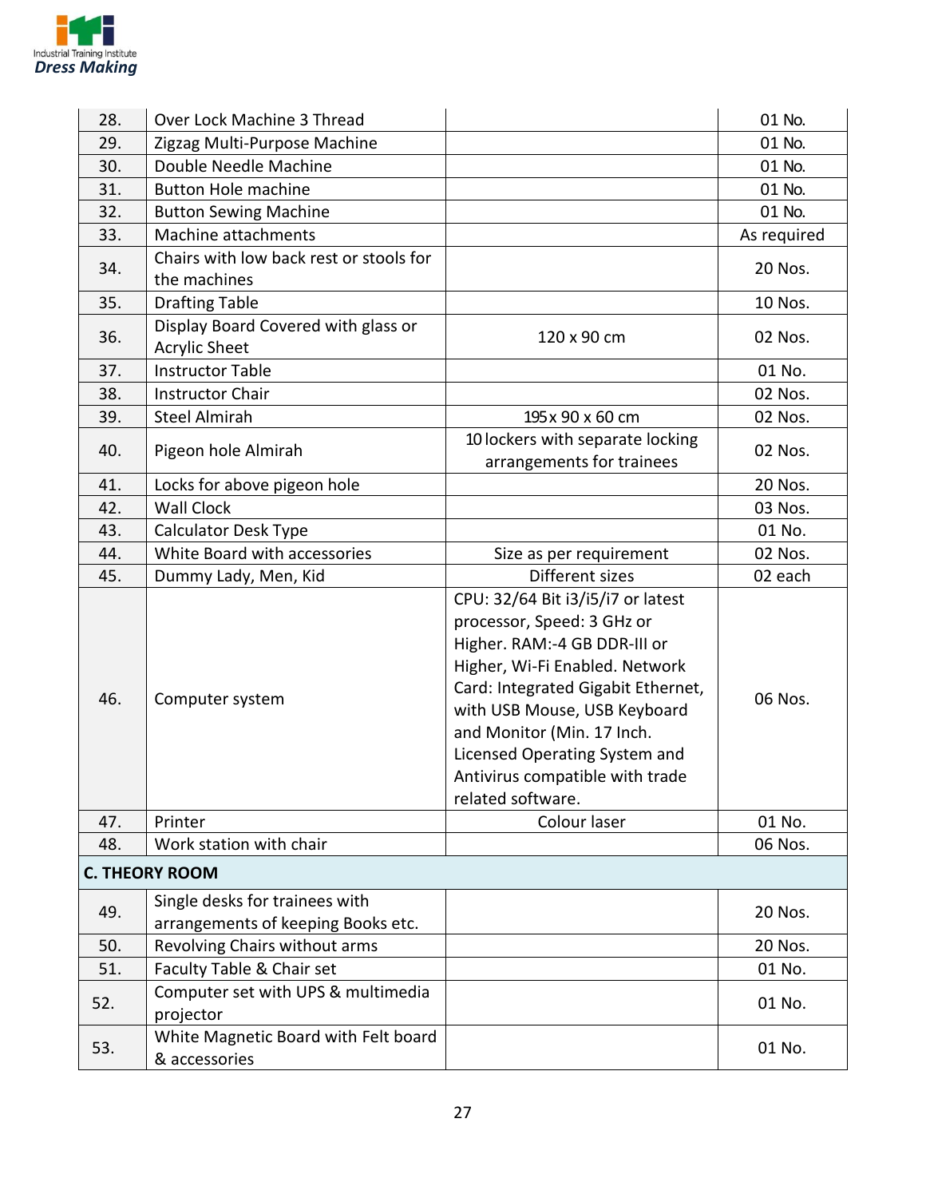| | | | |
|---|---|---|---|
| 28. | Over Lock Machine 3 Thread | | 01 No. |
| 29. | Zigzag Multi-Purpose Machine | | 01 No. |
| 30. | Double Needle Machine | | 01 No. |
| 31. | Button Hole machine | | 01 No. |
| 32. | Button Sewing Machine | | 01 No. |
| 33. | Machine attachments | | As required |
| 34. | Chairs with low back rest or stools for the machines | | 20 Nos. |
| 35. | Drafting Table | | 10 Nos. |
| 36. | Display Board Covered with glass or Acrylic Sheet | 120 x 90 cm | 02 Nos. |
| 37. | Instructor Table | | 01 No. |
| 38. | Instructor Chair | | 02 Nos. |
| 39. | Steel Almirah | 195 x 90 x 60 cm | 02 Nos. |
| 40. | Pigeon hole Almirah | 10 lockers with separate locking arrangements for trainees | 02 Nos. |
| 41. | Locks for above pigeon hole | | 20 Nos. |
| 42. | Wall Clock | | 03 Nos. |
| 43. | Calculator Desk Type | | 01 No. |
| 44. | White Board with accessories | Size as per requirement | 02 Nos. |
| 45. | Dummy Lady, Men, Kid | Different sizes | 02 each |
| 46. | Computer system | CPU: 32/64 Bit i3/i5/i7 or latest processor, Speed: 3 GHz or Higher. RAM:-4 GB DDR-III or Higher, Wi-Fi Enabled. Network Card: Integrated Gigabit Ethernet, with USB Mouse, USB Keyboard and Monitor (Min. 17 Inch. Licensed Operating System and Antivirus compatible with trade related software. | 06 Nos. |
| 47. | Printer | Colour laser | 01 No. |
| 48. | Work station with chair | | 06 Nos. |
| **C. THEORY ROOM** | | | |
| 49. | Single desks for trainees with arrangements of keeping Books etc. | | 20 Nos. |
| 50. | Revolving Chairs without arms | | 20 Nos. |
| 51. | Faculty Table & Chair set | | 01 No. |
| 52. | Computer set with UPS & multimedia projector | | 01 No. |
| 53. | White Magnetic Board with Felt board & accessories | | 01 No. |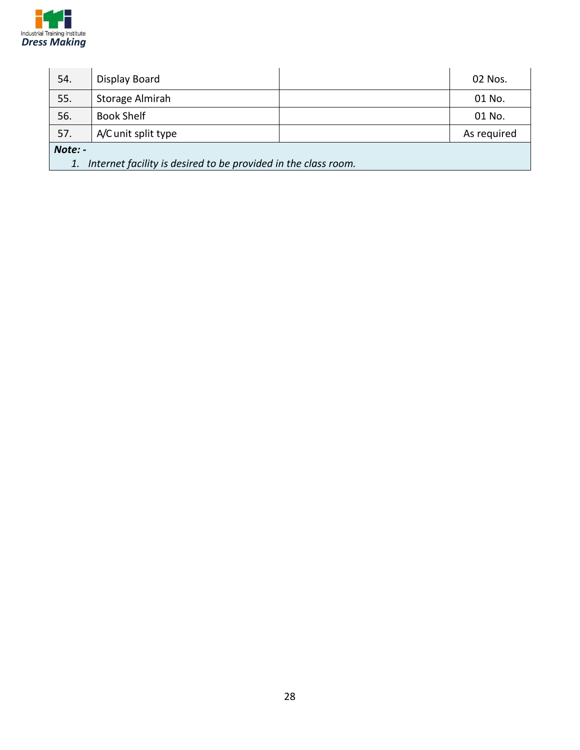| | | | |
|---|---|---|---|
| 54. | Display Board | | 02 Nos. |
| 55. | Storage Almirah | | 01 No. |
| 56. | Book Shelf | | 01 No. |
| 57. | A/C unit split type | | As required |

***Note: -***

1. *Internet facility is desired to be provided in the class room.*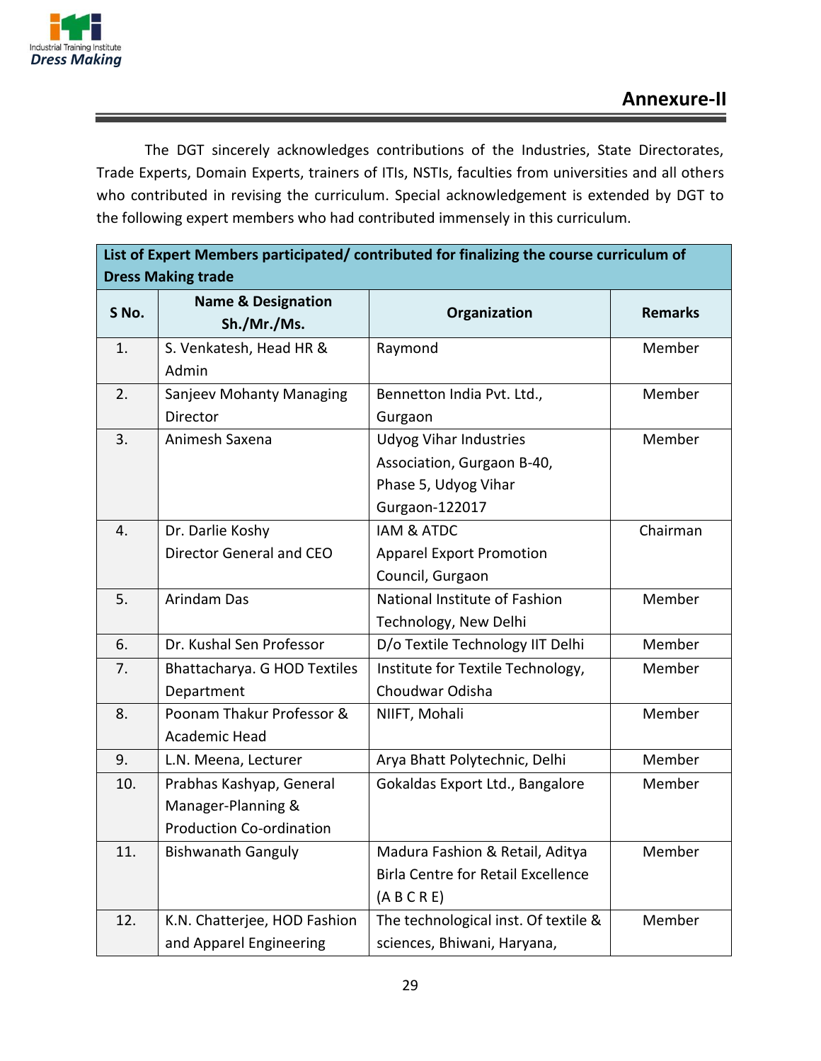## Annexure-II

The DGT sincerely acknowledges contributions of the Industries, State Directorates, Trade Experts, Domain Experts, trainers of ITIs, NSTIs, faculties from universities and all others who contributed in revising the curriculum. Special acknowledgement is extended by DGT to the following expert members who had contributed immensely in this curriculum.

| **List of Expert Members participated/ contributed for finalizing the course curriculum of Dress Making trade** | | | |
|---|---|---|---|
| **S No.** | **Name & Designation Sh./Mr./Ms.** | **Organization** | **Remarks** |
| 1. | S. Venkatesh, Head HR & Admin | Raymond | Member |
| 2. | Sanjeev Mohanty Managing Director | Bennetton India Pvt. Ltd., Gurgaon | Member |
| 3. | Animesh Saxena | Udyog Vihar Industries Association, Gurgaon B-40, Phase 5, Udyog Vihar Gurgaon-122017 | Member |
| 4. | Dr. Darlie Koshy Director General and CEO | IAM & ATDC Apparel Export Promotion Council, Gurgaon | Chairman |
| 5. | Arindam Das | National Institute of Fashion Technology, New Delhi | Member |
| 6. | Dr. Kushal Sen Professor | D/o Textile Technology IIT Delhi | Member |
| 7. | Bhattacharya. G HOD Textiles Department | Institute for Textile Technology, Choudwar Odisha | Member |
| 8. | Poonam Thakur Professor & Academic Head | NIIFT, Mohali | Member |
| 9. | L.N. Meena, Lecturer | Arya Bhatt Polytechnic, Delhi | Member |
| 10. | Prabhas Kashyap, General Manager-Planning & Production Co-ordination | Gokaldas Export Ltd., Bangalore | Member |
| 11. | Bishwanath Ganguly | Madura Fashion & Retail, Aditya Birla Centre for Retail Excellence (A B C R E) | Member |
| 12. | K.N. Chatterjee, HOD Fashion and Apparel Engineering | The technological inst. Of textile & sciences, Bhiwani, Haryana, | Member |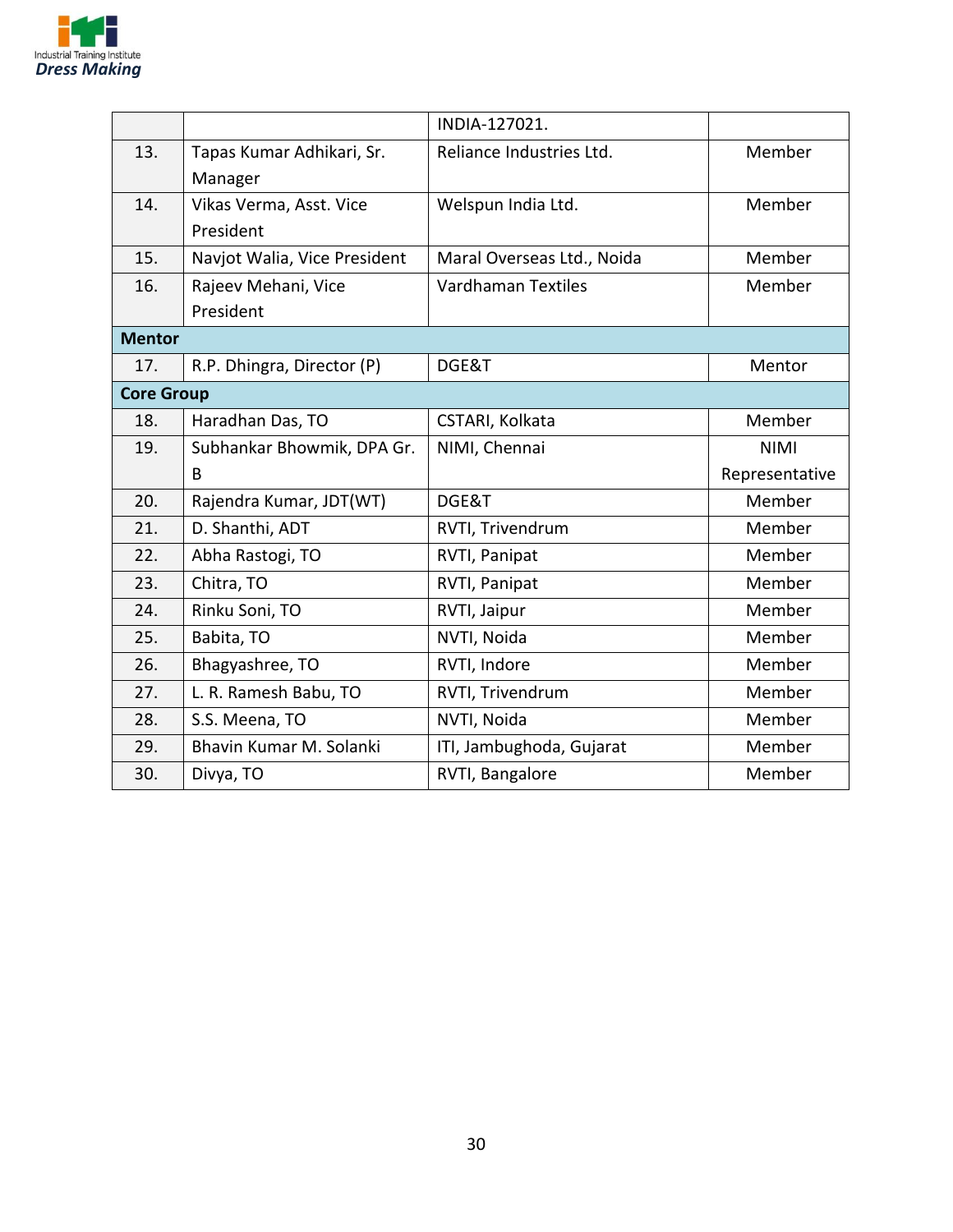| | | | |
|---|---|---|---|
| | | INDIA-127021. | |
| 13. | Tapas Kumar Adhikari, Sr. Manager | Reliance Industries Ltd. | Member |
| 14. | Vikas Verma, Asst. Vice President | Welspun India Ltd. | Member |
| 15. | Navjot Walia, Vice President | Maral Overseas Ltd., Noida | Member |
| 16. | Rajeev Mehani, Vice President | Vardhaman Textiles | Member |
| **Mentor** | | | |
| 17. | R.P. Dhingra, Director (P) | DGE&T | Mentor |
| **Core Group** | | | |
| 18. | Haradhan Das, TO | CSTARI, Kolkata | Member |
| 19. | Subhankar Bhowmik, DPA Gr. B | NIMI, Chennai | NIMI Representative |
| 20. | Rajendra Kumar, JDT(WT) | DGE&T | Member |
| 21. | D. Shanthi, ADT | RVTI, Trivendrum | Member |
| 22. | Abha Rastogi, TO | RVTI, Panipat | Member |
| 23. | Chitra, TO | RVTI, Panipat | Member |
| 24. | Rinku Soni, TO | RVTI, Jaipur | Member |
| 25. | Babita, TO | NVTI, Noida | Member |
| 26. | Bhagyashree, TO | RVTI, Indore | Member |
| 27. | L. R. Ramesh Babu, TO | RVTI, Trivendrum | Member |
| 28. | S.S. Meena, TO | NVTI, Noida | Member |
| 29. | Bhavin Kumar M. Solanki | ITI, Jambughoda, Gujarat | Member |
| 30. | Divya, TO | RVTI, Bangalore | Member |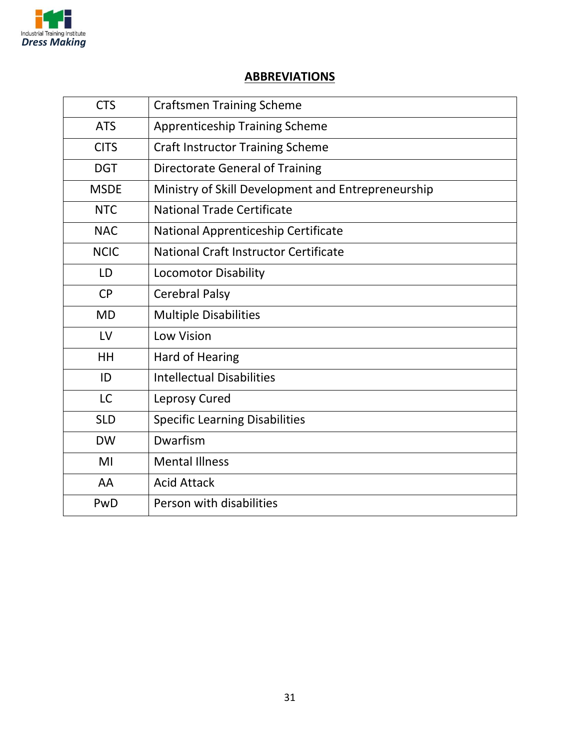## ABBREVIATIONS

| | |
|---|---|
| CTS | Craftsmen Training Scheme |
| ATS | Apprenticeship Training Scheme |
| CITS | Craft Instructor Training Scheme |
| DGT | Directorate General of Training |
| MSDE | Ministry of Skill Development and Entrepreneurship |
| NTC | National Trade Certificate |
| NAC | National Apprenticeship Certificate |
| NCIC | National Craft Instructor Certificate |
| LD | Locomotor Disability |
| CP | Cerebral Palsy |
| MD | Multiple Disabilities |
| LV | Low Vision |
| HH | Hard of Hearing |
| ID | Intellectual Disabilities |
| LC | Leprosy Cured |
| SLD | Specific Learning Disabilities |
| DW | Dwarfism |
| MI | Mental Illness |
| AA | Acid Attack |
| PwD | Person with disabilities |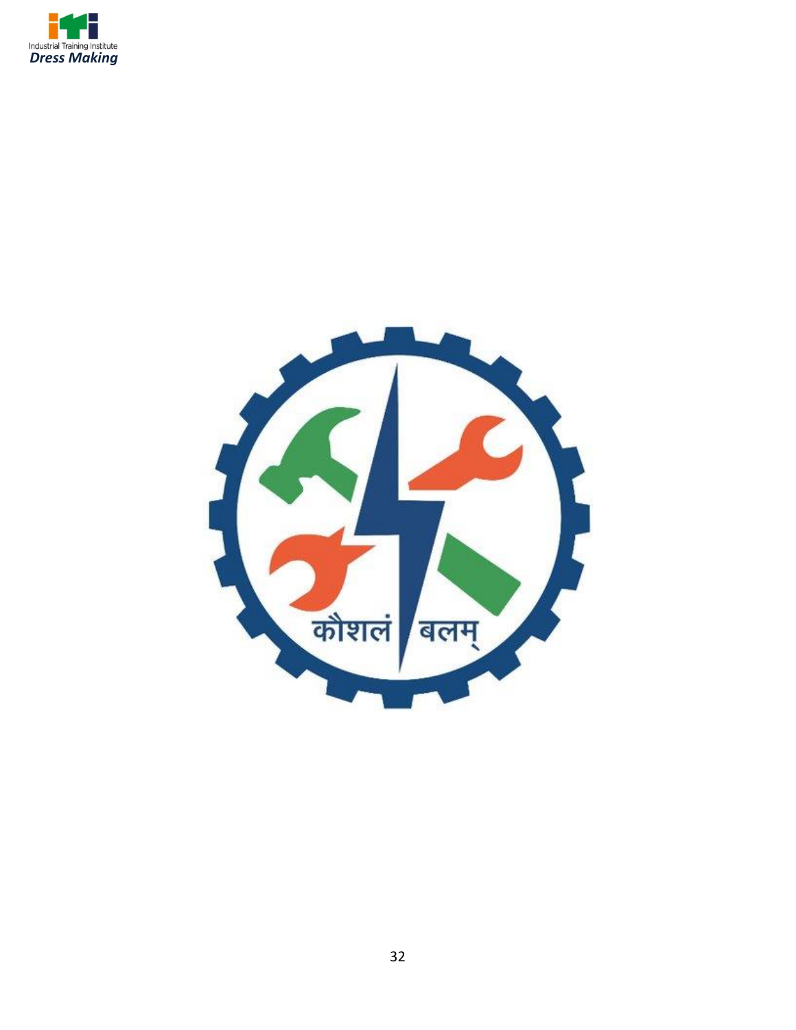कौशलं बलम्